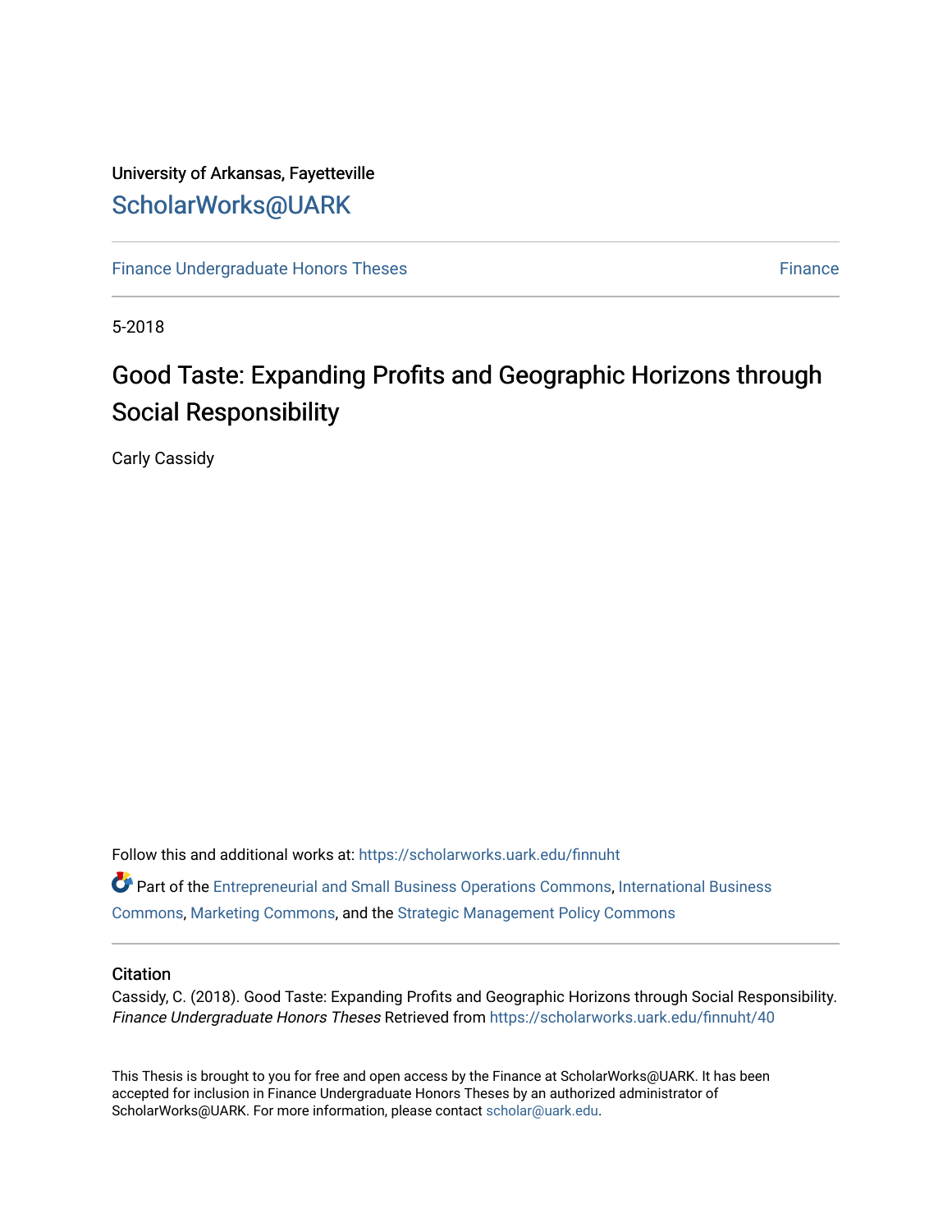University of Arkansas, Fayetteville

# ScholarWorks@UARK

Finance Undergraduate Honors Theses | Finance

5-2018

# Good Taste: Expanding Profits and Geographic Horizons through Social Responsibility

Carly Cassidy

Follow this and additional works at: https://scholarworks.uark.edu/finnuht

Part of the Entrepreneurial and Small Business Operations Commons, International Business Commons, Marketing Commons, and the Strategic Management Policy Commons

## Citation

Cassidy, C. (2018). Good Taste: Expanding Profits and Geographic Horizons through Social Responsibility. *Finance Undergraduate Honors Theses* Retrieved from https://scholarworks.uark.edu/finnuht/40

This Thesis is brought to you for free and open access by the Finance at ScholarWorks@UARK. It has been accepted for inclusion in Finance Undergraduate Honors Theses by an authorized administrator of ScholarWorks@UARK. For more information, please contact scholar@uark.edu.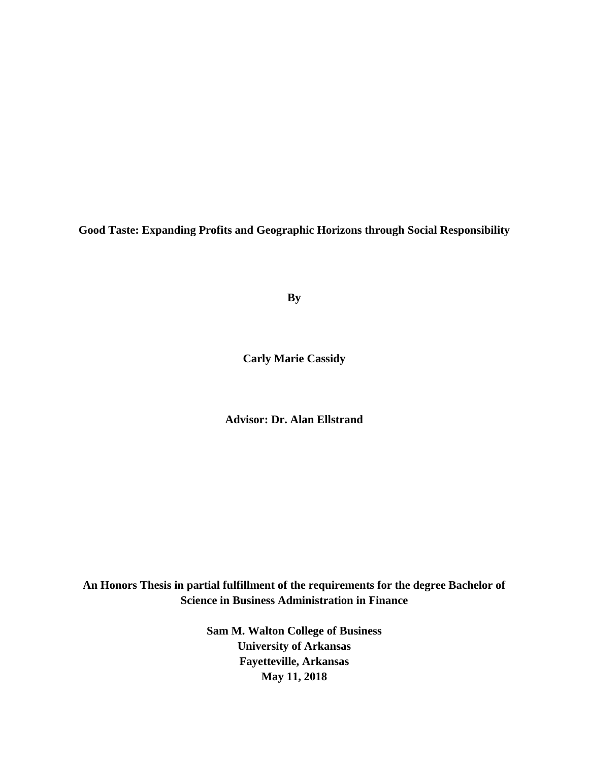**Good Taste: Expanding Profits and Geographic Horizons through Social Responsibility**

**By**

**Carly Marie Cassidy**

**Advisor: Dr. Alan Ellstrand**

**An Honors Thesis in partial fulfillment of the requirements for the degree Bachelor of Science in Business Administration in Finance**

**Sam M. Walton College of Business**
**University of Arkansas**
**Fayetteville, Arkansas**
**May 11, 2018**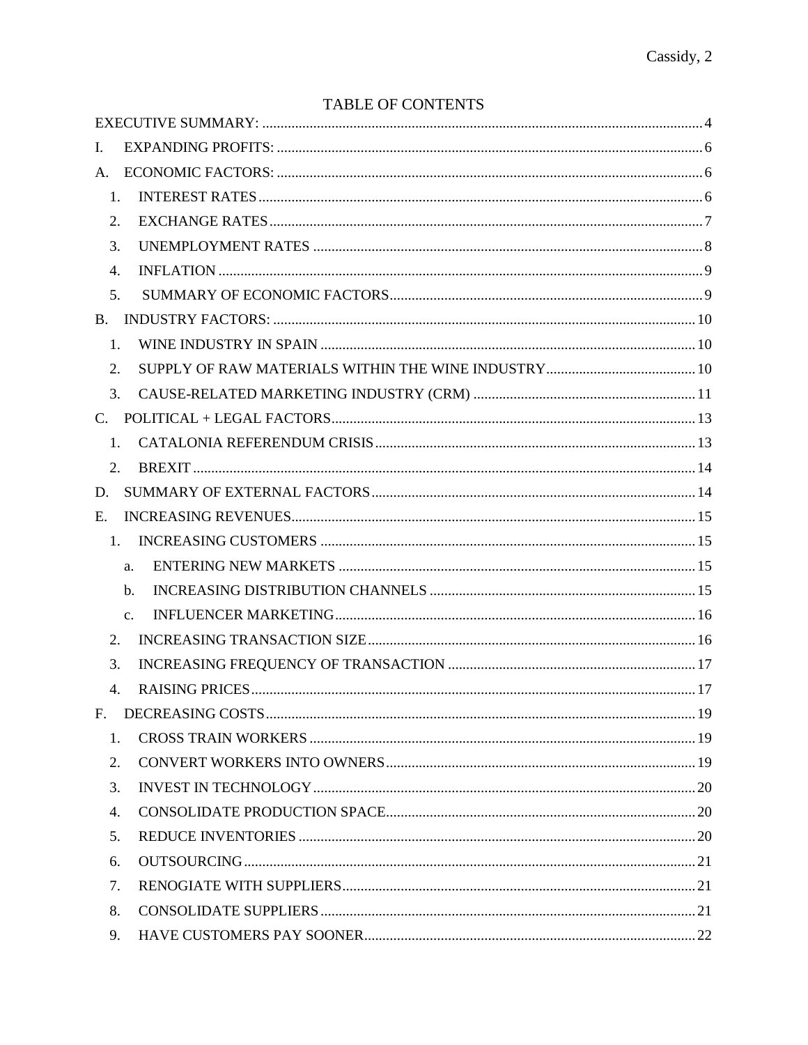# TABLE OF CONTENTS

EXECUTIVE SUMMARY: ........ 4

I. EXPANDING PROFITS: ........ 6

A. ECONOMIC FACTORS: ........ 6

1. INTEREST RATES ........ 6
2. EXCHANGE RATES ........ 7
3. UNEMPLOYMENT RATES ........ 8
4. INFLATION ........ 9
5. SUMMARY OF ECONOMIC FACTORS ........ 9

B. INDUSTRY FACTORS: ........ 10

1. WINE INDUSTRY IN SPAIN ........ 10
2. SUPPLY OF RAW MATERIALS WITHIN THE WINE INDUSTRY ........ 10
3. CAUSE-RELATED MARKETING INDUSTRY (CRM) ........ 11

C. POLITICAL + LEGAL FACTORS ........ 13

1. CATALONIA REFERENDUM CRISIS ........ 13
2. BREXIT ........ 14

D. SUMMARY OF EXTERNAL FACTORS ........ 14

E. INCREASING REVENUES ........ 15

1. INCREASING CUSTOMERS ........ 15
   a. ENTERING NEW MARKETS ........ 15
   b. INCREASING DISTRIBUTION CHANNELS ........ 15
   c. INFLUENCER MARKETING ........ 16
2. INCREASING TRANSACTION SIZE ........ 16
3. INCREASING FREQUENCY OF TRANSACTION ........ 17
4. RAISING PRICES ........ 17

F. DECREASING COSTS ........ 19

1. CROSS TRAIN WORKERS ........ 19
2. CONVERT WORKERS INTO OWNERS ........ 19
3. INVEST IN TECHNOLOGY ........ 20
4. CONSOLIDATE PRODUCTION SPACE ........ 20
5. REDUCE INVENTORIES ........ 20
6. OUTSOURCING ........ 21
7. RENOGIATE WITH SUPPLIERS ........ 21
8. CONSOLIDATE SUPPLIERS ........ 21
9. HAVE CUSTOMERS PAY SOONER ........ 22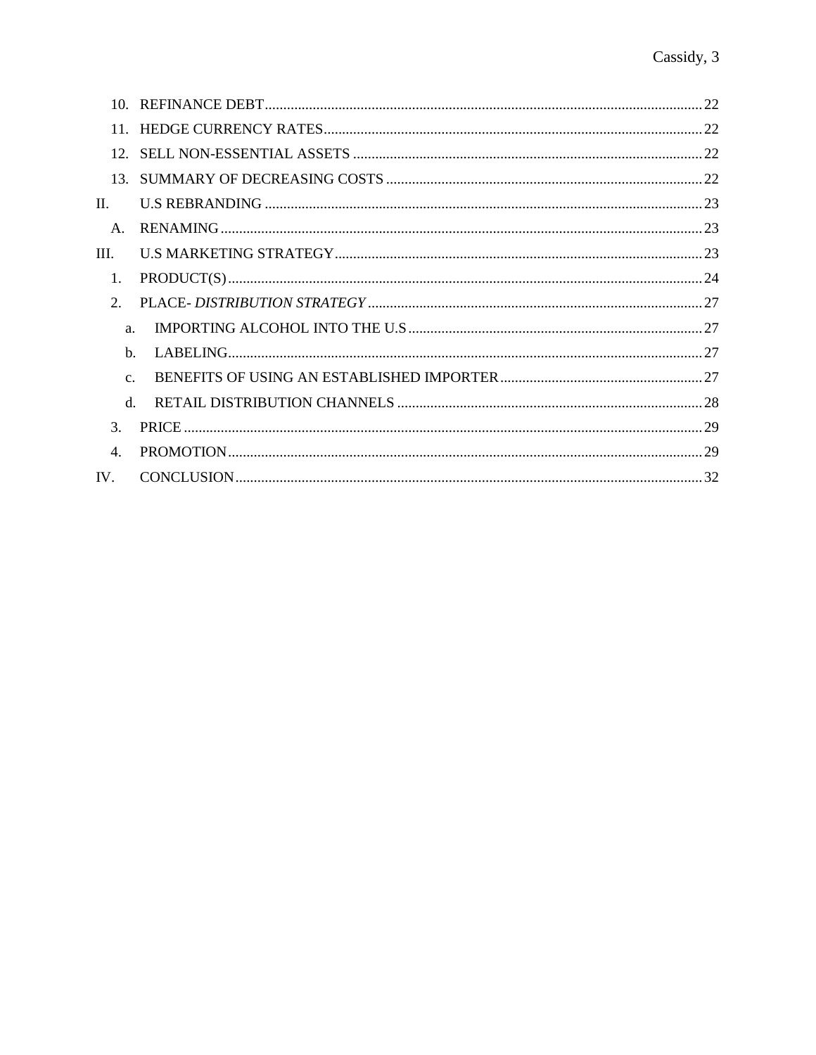10. REFINANCE DEBT ... 22
11. HEDGE CURRENCY RATES ... 22
12. SELL NON-ESSENTIAL ASSETS ... 22
13. SUMMARY OF DECREASING COSTS ... 22

II. U.S REBRANDING ... 23

- A. RENAMING ... 23

III. U.S MARKETING STRATEGY ... 23

1. PRODUCT(S) ... 24
2. PLACE- *DISTRIBUTION STRATEGY* ... 27
   - a. IMPORTING ALCOHOL INTO THE U.S ... 27
   - b. LABELING ... 27
   - c. BENEFITS OF USING AN ESTABLISHED IMPORTER ... 27
   - d. RETAIL DISTRIBUTION CHANNELS ... 28
3. PRICE ... 29
4. PROMOTION ... 29

IV. CONCLUSION ... 32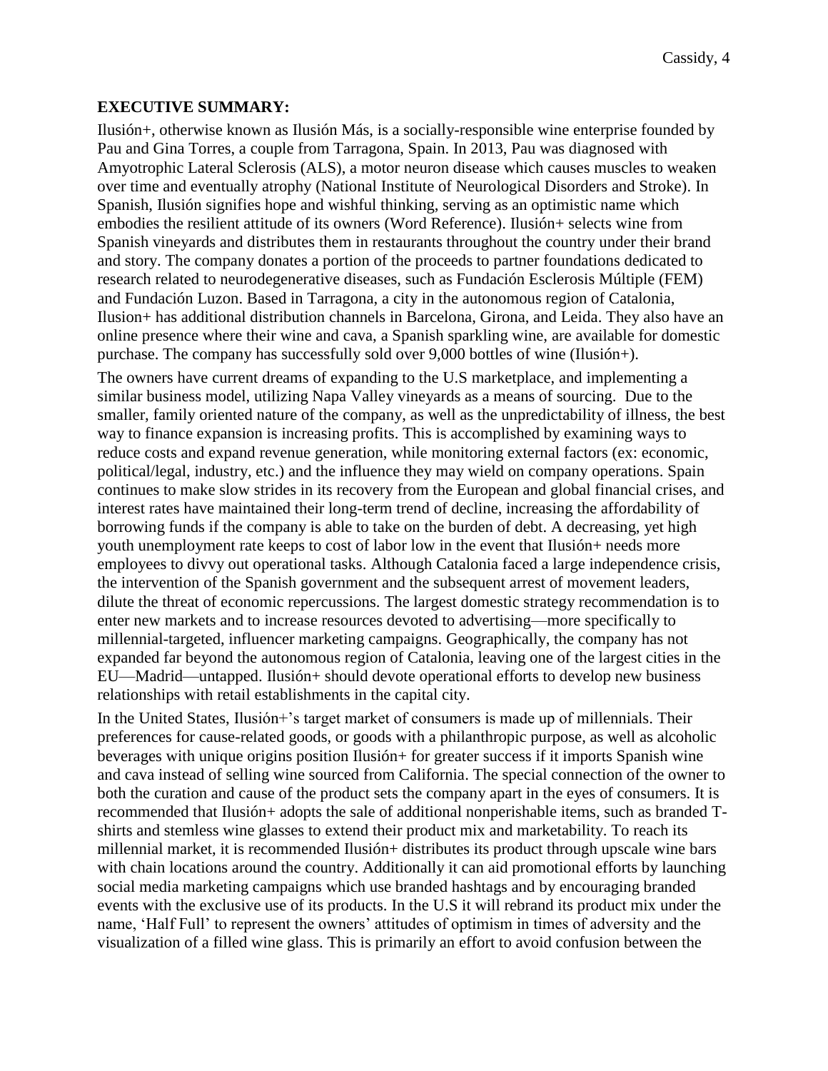**EXECUTIVE SUMMARY:**

Ilusión+, otherwise known as Ilusión Más, is a socially-responsible wine enterprise founded by Pau and Gina Torres, a couple from Tarragona, Spain. In 2013, Pau was diagnosed with Amyotrophic Lateral Sclerosis (ALS), a motor neuron disease which causes muscles to weaken over time and eventually atrophy (National Institute of Neurological Disorders and Stroke). In Spanish, Ilusión signifies hope and wishful thinking, serving as an optimistic name which embodies the resilient attitude of its owners (Word Reference). Ilusión+ selects wine from Spanish vineyards and distributes them in restaurants throughout the country under their brand and story. The company donates a portion of the proceeds to partner foundations dedicated to research related to neurodegenerative diseases, such as Fundación Esclerosis Múltiple (FEM) and Fundación Luzon. Based in Tarragona, a city in the autonomous region of Catalonia, Ilusion+ has additional distribution channels in Barcelona, Girona, and Leida. They also have an online presence where their wine and cava, a Spanish sparkling wine, are available for domestic purchase. The company has successfully sold over 9,000 bottles of wine (Ilusión+).

The owners have current dreams of expanding to the U.S marketplace, and implementing a similar business model, utilizing Napa Valley vineyards as a means of sourcing. Due to the smaller, family oriented nature of the company, as well as the unpredictability of illness, the best way to finance expansion is increasing profits. This is accomplished by examining ways to reduce costs and expand revenue generation, while monitoring external factors (ex: economic, political/legal, industry, etc.) and the influence they may wield on company operations. Spain continues to make slow strides in its recovery from the European and global financial crises, and interest rates have maintained their long-term trend of decline, increasing the affordability of borrowing funds if the company is able to take on the burden of debt. A decreasing, yet high youth unemployment rate keeps to cost of labor low in the event that Ilusión+ needs more employees to divvy out operational tasks. Although Catalonia faced a large independence crisis, the intervention of the Spanish government and the subsequent arrest of movement leaders, dilute the threat of economic repercussions. The largest domestic strategy recommendation is to enter new markets and to increase resources devoted to advertising—more specifically to millennial-targeted, influencer marketing campaigns. Geographically, the company has not expanded far beyond the autonomous region of Catalonia, leaving one of the largest cities in the EU—Madrid—untapped. Ilusión+ should devote operational efforts to develop new business relationships with retail establishments in the capital city.

In the United States, Ilusión+'s target market of consumers is made up of millennials. Their preferences for cause-related goods, or goods with a philanthropic purpose, as well as alcoholic beverages with unique origins position Ilusión+ for greater success if it imports Spanish wine and cava instead of selling wine sourced from California. The special connection of the owner to both the curation and cause of the product sets the company apart in the eyes of consumers. It is recommended that Ilusión+ adopts the sale of additional nonperishable items, such as branded T-shirts and stemless wine glasses to extend their product mix and marketability. To reach its millennial market, it is recommended Ilusión+ distributes its product through upscale wine bars with chain locations around the country. Additionally it can aid promotional efforts by launching social media marketing campaigns which use branded hashtags and by encouraging branded events with the exclusive use of its products. In the U.S it will rebrand its product mix under the name, 'Half Full' to represent the owners' attitudes of optimism in times of adversity and the visualization of a filled wine glass. This is primarily an effort to avoid confusion between the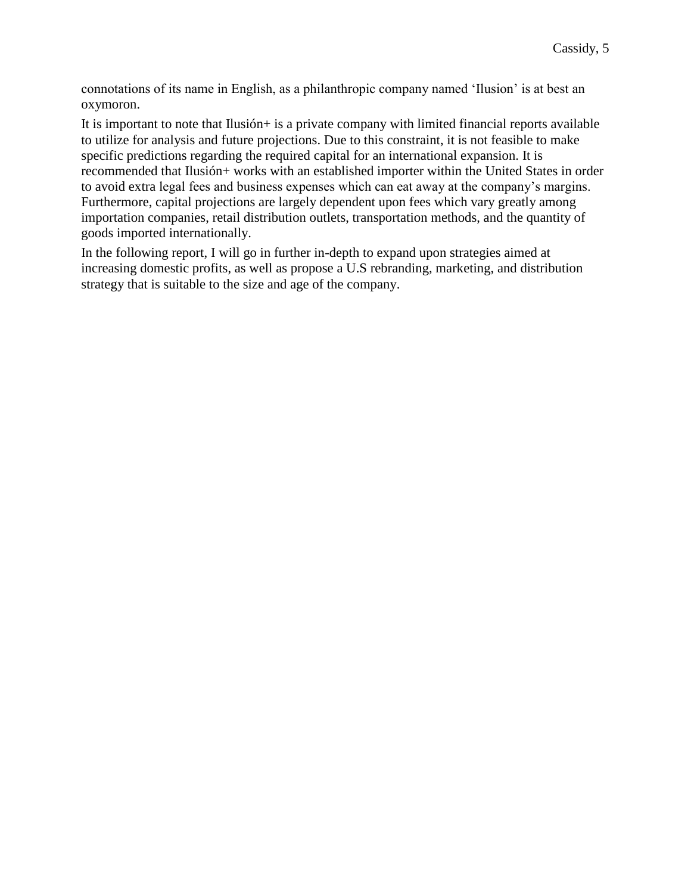connotations of its name in English, as a philanthropic company named 'Ilusion' is at best an oxymoron.

It is important to note that Ilusión+ is a private company with limited financial reports available to utilize for analysis and future projections. Due to this constraint, it is not feasible to make specific predictions regarding the required capital for an international expansion. It is recommended that Ilusión+ works with an established importer within the United States in order to avoid extra legal fees and business expenses which can eat away at the company's margins. Furthermore, capital projections are largely dependent upon fees which vary greatly among importation companies, retail distribution outlets, transportation methods, and the quantity of goods imported internationally.

In the following report, I will go in further in-depth to expand upon strategies aimed at increasing domestic profits, as well as propose a U.S rebranding, marketing, and distribution strategy that is suitable to the size and age of the company.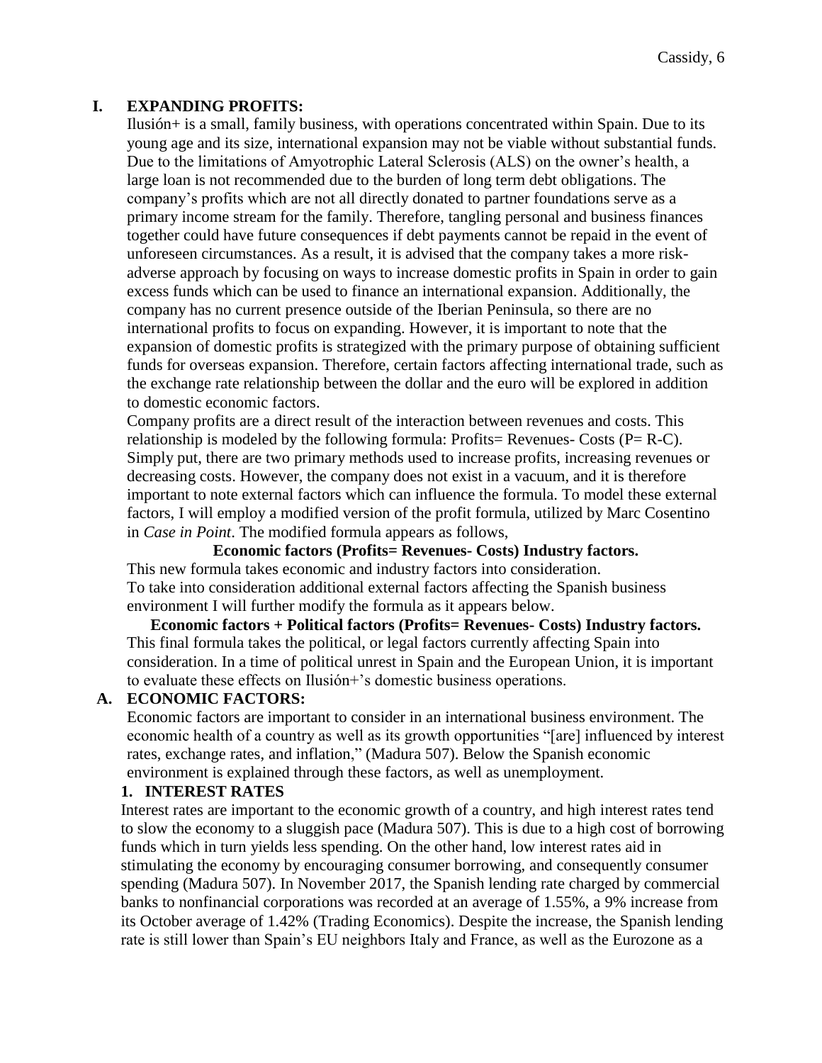## I. EXPANDING PROFITS:

Ilusión+ is a small, family business, with operations concentrated within Spain. Due to its young age and its size, international expansion may not be viable without substantial funds. Due to the limitations of Amyotrophic Lateral Sclerosis (ALS) on the owner's health, a large loan is not recommended due to the burden of long term debt obligations. The company's profits which are not all directly donated to partner foundations serve as a primary income stream for the family. Therefore, tangling personal and business finances together could have future consequences if debt payments cannot be repaid in the event of unforeseen circumstances. As a result, it is advised that the company takes a more risk-adverse approach by focusing on ways to increase domestic profits in Spain in order to gain excess funds which can be used to finance an international expansion. Additionally, the company has no current presence outside of the Iberian Peninsula, so there are no international profits to focus on expanding. However, it is important to note that the expansion of domestic profits is strategized with the primary purpose of obtaining sufficient funds for overseas expansion. Therefore, certain factors affecting international trade, such as the exchange rate relationship between the dollar and the euro will be explored in addition to domestic economic factors.

Company profits are a direct result of the interaction between revenues and costs. This relationship is modeled by the following formula: Profits= Revenues- Costs (P= R-C). Simply put, there are two primary methods used to increase profits, increasing revenues or decreasing costs. However, the company does not exist in a vacuum, and it is therefore important to note external factors which can influence the formula. To model these external factors, I will employ a modified version of the profit formula, utilized by Marc Cosentino in *Case in Point*. The modified formula appears as follows,

**Economic factors (Profits= Revenues- Costs) Industry factors.**

This new formula takes economic and industry factors into consideration. To take into consideration additional external factors affecting the Spanish business environment I will further modify the formula as it appears below.

**Economic factors + Political factors (Profits= Revenues- Costs) Industry factors.**

This final formula takes the political, or legal factors currently affecting Spain into consideration. In a time of political unrest in Spain and the European Union, it is important to evaluate these effects on Ilusión+'s domestic business operations.

### A. ECONOMIC FACTORS:

Economic factors are important to consider in an international business environment. The economic health of a country as well as its growth opportunities "[are] influenced by interest rates, exchange rates, and inflation," (Madura 507). Below the Spanish economic environment is explained through these factors, as well as unemployment.

#### 1. INTEREST RATES

Interest rates are important to the economic growth of a country, and high interest rates tend to slow the economy to a sluggish pace (Madura 507). This is due to a high cost of borrowing funds which in turn yields less spending. On the other hand, low interest rates aid in stimulating the economy by encouraging consumer borrowing, and consequently consumer spending (Madura 507). In November 2017, the Spanish lending rate charged by commercial banks to nonfinancial corporations was recorded at an average of 1.55%, a 9% increase from its October average of 1.42% (Trading Economics). Despite the increase, the Spanish lending rate is still lower than Spain's EU neighbors Italy and France, as well as the Eurozone as a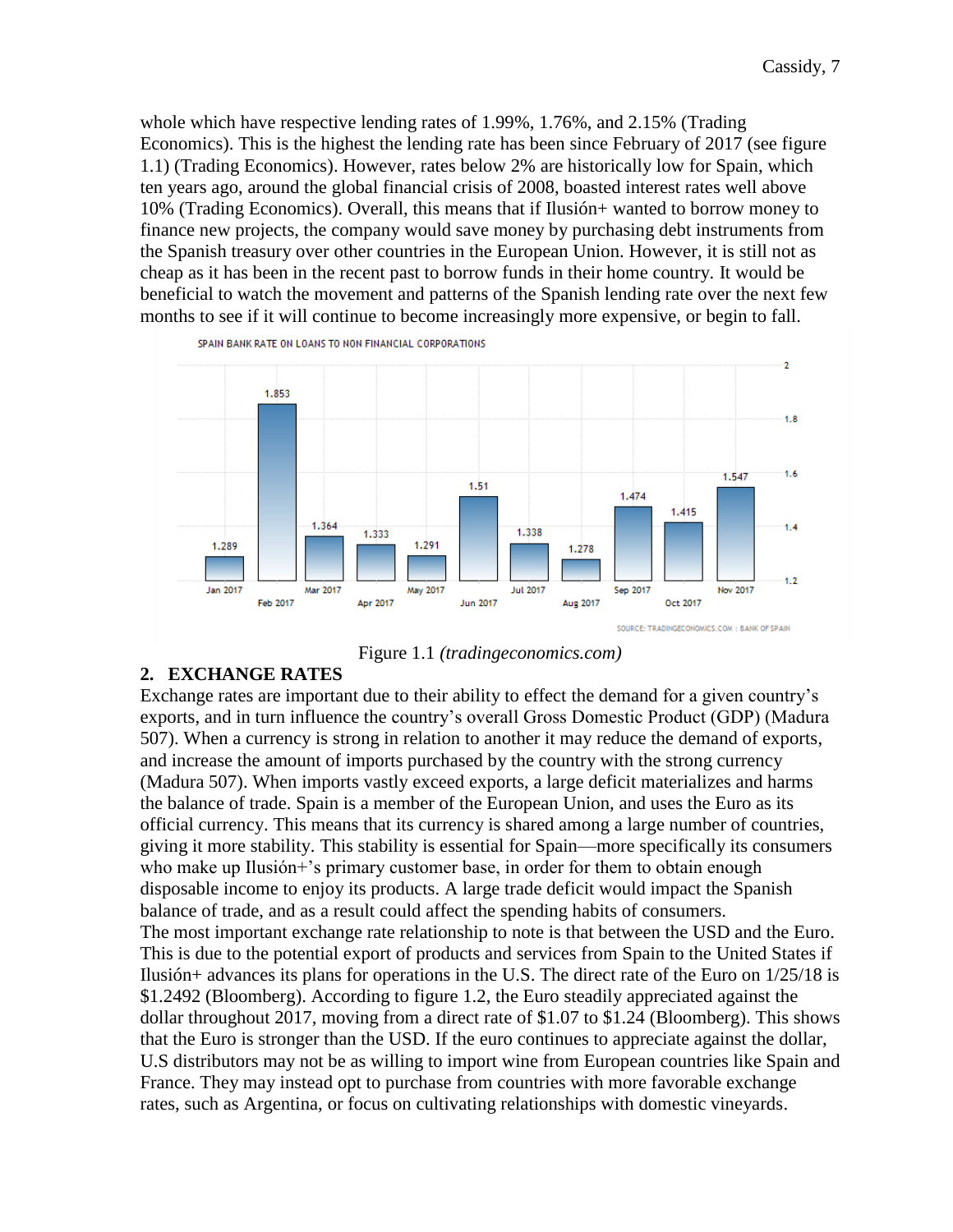whole which have respective lending rates of 1.99%, 1.76%, and 2.15% (Trading Economics). This is the highest the lending rate has been since February of 2017 (see figure 1.1) (Trading Economics). However, rates below 2% are historically low for Spain, which ten years ago, around the global financial crisis of 2008, boasted interest rates well above 10% (Trading Economics). Overall, this means that if Ilusión+ wanted to borrow money to finance new projects, the company would save money by purchasing debt instruments from the Spanish treasury over other countries in the European Union. However, it is still not as cheap as it has been in the recent past to borrow funds in their home country. It would be beneficial to watch the movement and patterns of the Spanish lending rate over the next few months to see if it will continue to become increasingly more expensive, or begin to fall.

SPAIN BANK RATE ON LOANS TO NON FINANCIAL CORPORATIONS

| Month | Rate |
|---|---|
| Jan 2017 | 1.289 |
| Feb 2017 | 1.853 |
| Mar 2017 | 1.364 |
| Apr 2017 | 1.333 |
| May 2017 | 1.291 |
| Jun 2017 | 1.51 |
| Jul 2017 | 1.338 |
| Aug 2017 | 1.278 |
| Sep 2017 | 1.474 |
| Oct 2017 | 1.415 |
| Nov 2017 | 1.547 |

SOURCE: TRADINGECONOMICS.COM | BANK OF SPAIN

Figure 1.1 *(tradingeconomics.com)*

## 2. EXCHANGE RATES

Exchange rates are important due to their ability to effect the demand for a given country's exports, and in turn influence the country's overall Gross Domestic Product (GDP) (Madura 507). When a currency is strong in relation to another it may reduce the demand of exports, and increase the amount of imports purchased by the country with the strong currency (Madura 507). When imports vastly exceed exports, a large deficit materializes and harms the balance of trade. Spain is a member of the European Union, and uses the Euro as its official currency. This means that its currency is shared among a large number of countries, giving it more stability. This stability is essential for Spain—more specifically its consumers who make up Ilusión+'s primary customer base, in order for them to obtain enough disposable income to enjoy its products. A large trade deficit would impact the Spanish balance of trade, and as a result could affect the spending habits of consumers.

The most important exchange rate relationship to note is that between the USD and the Euro. This is due to the potential export of products and services from Spain to the United States if Ilusión+ advances its plans for operations in the U.S. The direct rate of the Euro on 1/25/18 is $1.2492 (Bloomberg). According to figure 1.2, the Euro steadily appreciated against the dollar throughout 2017, moving from a direct rate of $1.07 to $1.24 (Bloomberg). This shows that the Euro is stronger than the USD. If the euro continues to appreciate against the dollar, U.S distributors may not be as willing to import wine from European countries like Spain and France. They may instead opt to purchase from countries with more favorable exchange rates, such as Argentina, or focus on cultivating relationships with domestic vineyards.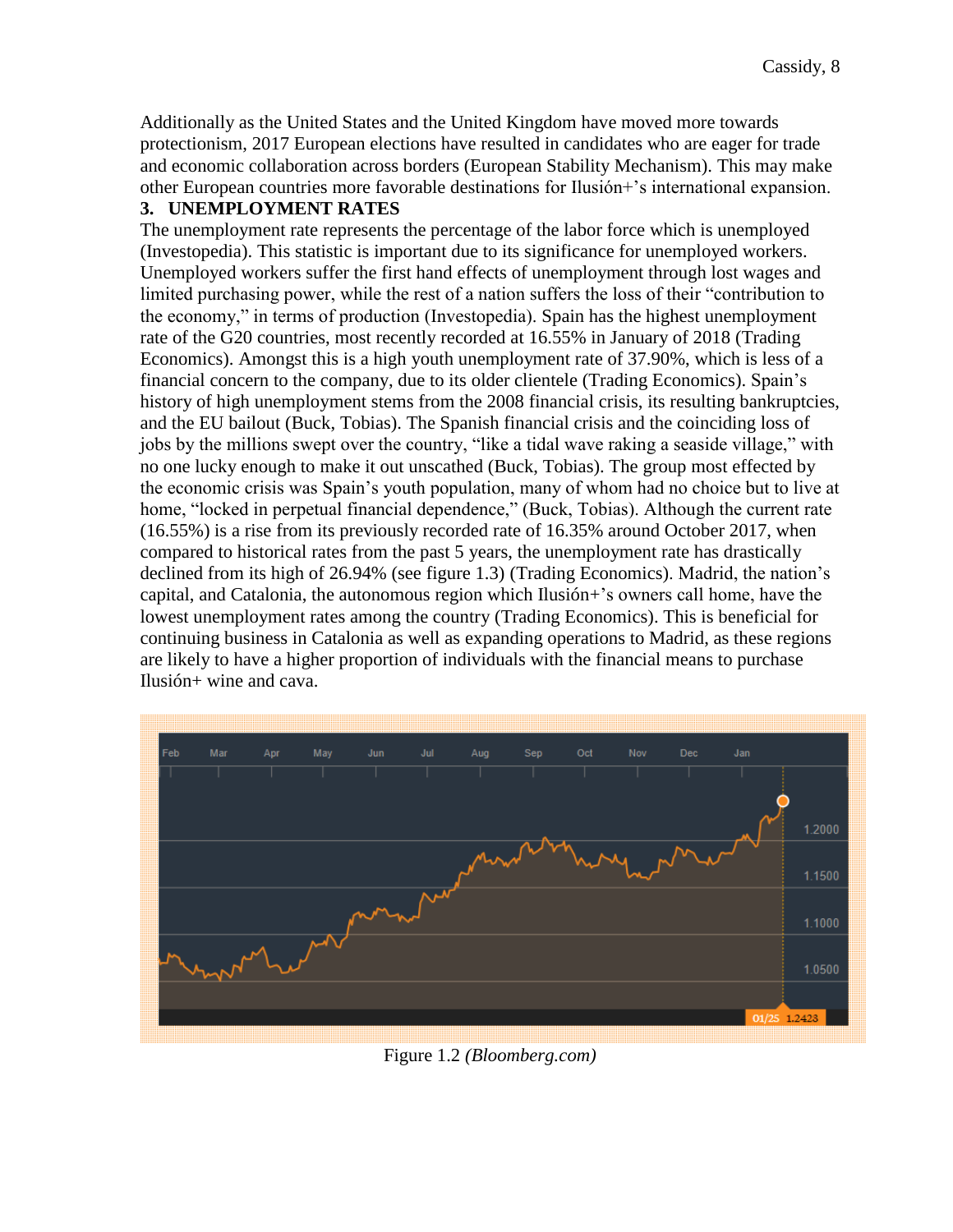Additionally as the United States and the United Kingdom have moved more towards protectionism, 2017 European elections have resulted in candidates who are eager for trade and economic collaboration across borders (European Stability Mechanism). This may make other European countries more favorable destinations for Ilusión+'s international expansion.

### 3. UNEMPLOYMENT RATES

The unemployment rate represents the percentage of the labor force which is unemployed (Investopedia). This statistic is important due to its significance for unemployed workers. Unemployed workers suffer the first hand effects of unemployment through lost wages and limited purchasing power, while the rest of a nation suffers the loss of their "contribution to the economy," in terms of production (Investopedia). Spain has the highest unemployment rate of the G20 countries, most recently recorded at 16.55% in January of 2018 (Trading Economics). Amongst this is a high youth unemployment rate of 37.90%, which is less of a financial concern to the company, due to its older clientele (Trading Economics). Spain's history of high unemployment stems from the 2008 financial crisis, its resulting bankruptcies, and the EU bailout (Buck, Tobias). The Spanish financial crisis and the coinciding loss of jobs by the millions swept over the country, "like a tidal wave raking a seaside village," with no one lucky enough to make it out unscathed (Buck, Tobias). The group most effected by the economic crisis was Spain's youth population, many of whom had no choice but to live at home, "locked in perpetual financial dependence," (Buck, Tobias). Although the current rate (16.55%) is a rise from its previously recorded rate of 16.35% around October 2017, when compared to historical rates from the past 5 years, the unemployment rate has drastically declined from its high of 26.94% (see figure 1.3) (Trading Economics). Madrid, the nation's capital, and Catalonia, the autonomous region which Ilusión+'s owners call home, have the lowest unemployment rates among the country (Trading Economics). This is beneficial for continuing business in Catalonia as well as expanding operations to Madrid, as these regions are likely to have a higher proportion of individuals with the financial means to purchase Ilusión+ wine and cava.

Figure 1.2 *(Bloomberg.com)*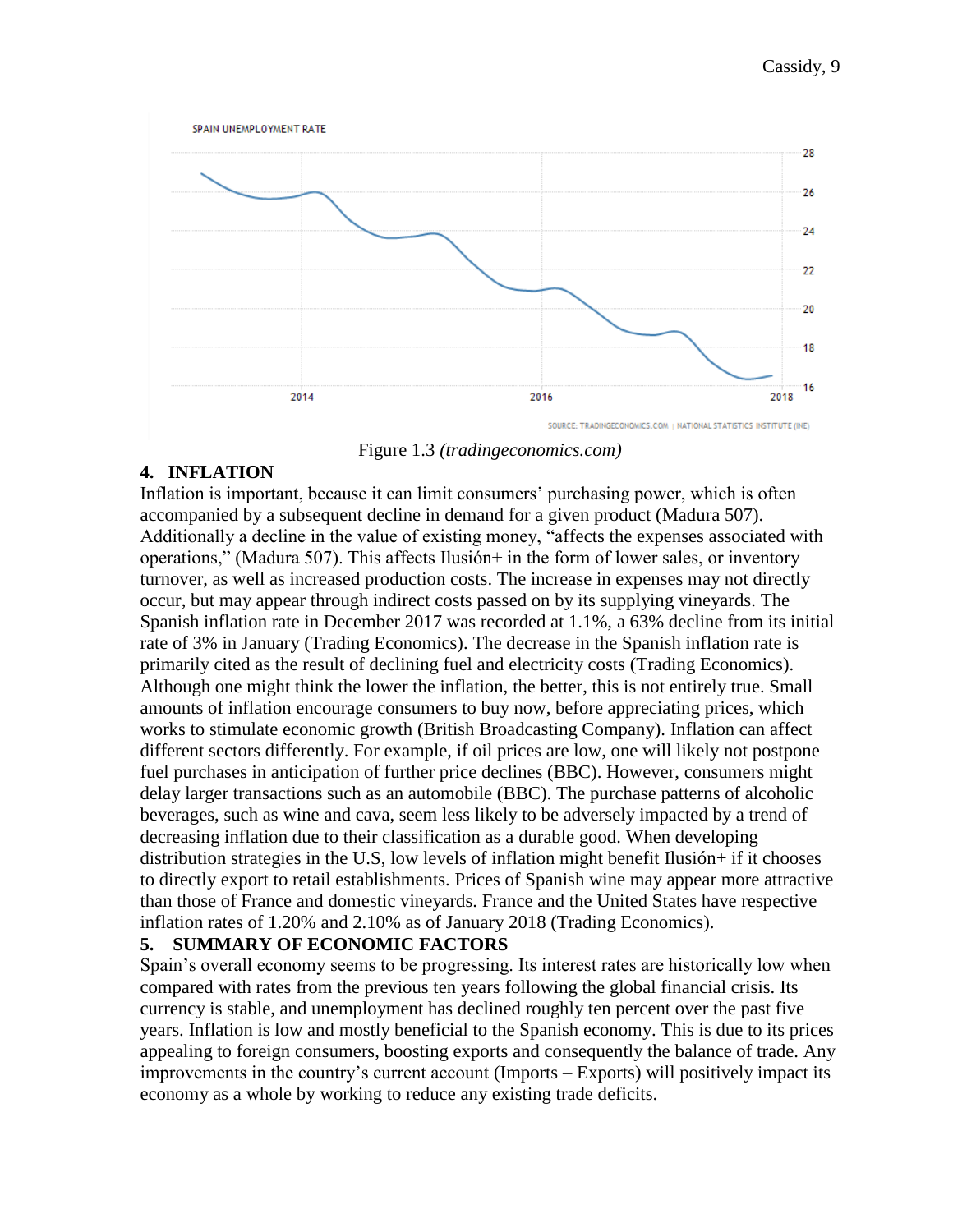Figure 1.3 *(tradingeconomics.com)*

## 4. INFLATION

Inflation is important, because it can limit consumers' purchasing power, which is often accompanied by a subsequent decline in demand for a given product (Madura 507). Additionally a decline in the value of existing money, "affects the expenses associated with operations," (Madura 507). This affects Ilusión+ in the form of lower sales, or inventory turnover, as well as increased production costs. The increase in expenses may not directly occur, but may appear through indirect costs passed on by its supplying vineyards. The Spanish inflation rate in December 2017 was recorded at 1.1%, a 63% decline from its initial rate of 3% in January (Trading Economics). The decrease in the Spanish inflation rate is primarily cited as the result of declining fuel and electricity costs (Trading Economics). Although one might think the lower the inflation, the better, this is not entirely true. Small amounts of inflation encourage consumers to buy now, before appreciating prices, which works to stimulate economic growth (British Broadcasting Company). Inflation can affect different sectors differently. For example, if oil prices are low, one will likely not postpone fuel purchases in anticipation of further price declines (BBC). However, consumers might delay larger transactions such as an automobile (BBC). The purchase patterns of alcoholic beverages, such as wine and cava, seem less likely to be adversely impacted by a trend of decreasing inflation due to their classification as a durable good. When developing distribution strategies in the U.S, low levels of inflation might benefit Ilusión+ if it chooses to directly export to retail establishments. Prices of Spanish wine may appear more attractive than those of France and domestic vineyards. France and the United States have respective inflation rates of 1.20% and 2.10% as of January 2018 (Trading Economics).

## 5. SUMMARY OF ECONOMIC FACTORS

Spain's overall economy seems to be progressing. Its interest rates are historically low when compared with rates from the previous ten years following the global financial crisis. Its currency is stable, and unemployment has declined roughly ten percent over the past five years. Inflation is low and mostly beneficial to the Spanish economy. This is due to its prices appealing to foreign consumers, boosting exports and consequently the balance of trade. Any improvements in the country's current account (Imports – Exports) will positively impact its economy as a whole by working to reduce any existing trade deficits.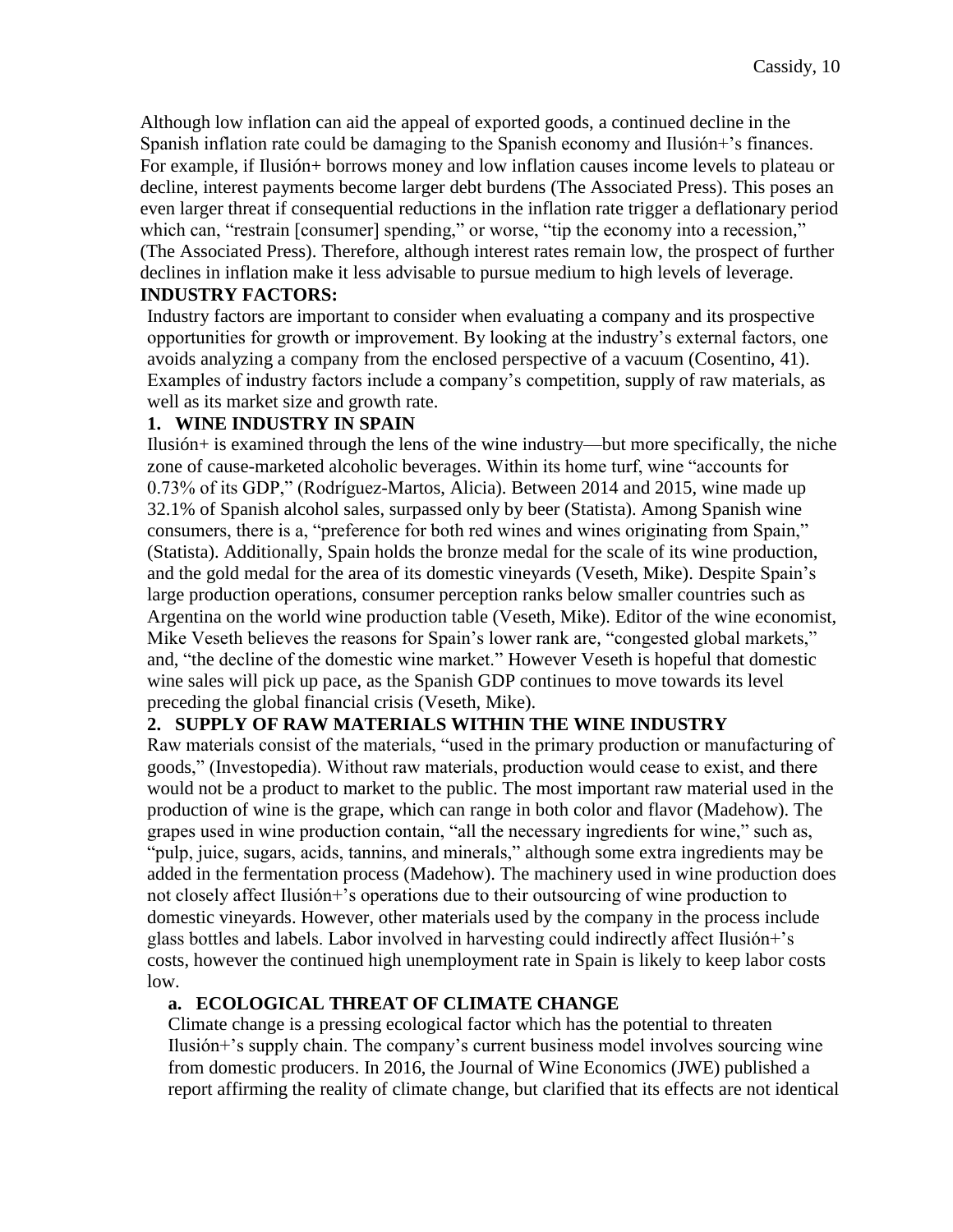Although low inflation can aid the appeal of exported goods, a continued decline in the Spanish inflation rate could be damaging to the Spanish economy and Ilusión+'s finances. For example, if Ilusión+ borrows money and low inflation causes income levels to plateau or decline, interest payments become larger debt burdens (The Associated Press). This poses an even larger threat if consequential reductions in the inflation rate trigger a deflationary period which can, "restrain [consumer] spending," or worse, "tip the economy into a recession," (The Associated Press). Therefore, although interest rates remain low, the prospect of further declines in inflation make it less advisable to pursue medium to high levels of leverage.

## INDUSTRY FACTORS:

Industry factors are important to consider when evaluating a company and its prospective opportunities for growth or improvement. By looking at the industry's external factors, one avoids analyzing a company from the enclosed perspective of a vacuum (Cosentino, 41). Examples of industry factors include a company's competition, supply of raw materials, as well as its market size and growth rate.

### 1. WINE INDUSTRY IN SPAIN

Ilusión+ is examined through the lens of the wine industry—but more specifically, the niche zone of cause-marketed alcoholic beverages. Within its home turf, wine "accounts for 0.73% of its GDP," (Rodríguez-Martos, Alicia). Between 2014 and 2015, wine made up 32.1% of Spanish alcohol sales, surpassed only by beer (Statista). Among Spanish wine consumers, there is a, "preference for both red wines and wines originating from Spain," (Statista). Additionally, Spain holds the bronze medal for the scale of its wine production, and the gold medal for the area of its domestic vineyards (Veseth, Mike). Despite Spain's large production operations, consumer perception ranks below smaller countries such as Argentina on the world wine production table (Veseth, Mike). Editor of the wine economist, Mike Veseth believes the reasons for Spain's lower rank are, "congested global markets," and, "the decline of the domestic wine market." However Veseth is hopeful that domestic wine sales will pick up pace, as the Spanish GDP continues to move towards its level preceding the global financial crisis (Veseth, Mike).

### 2. SUPPLY OF RAW MATERIALS WITHIN THE WINE INDUSTRY

Raw materials consist of the materials, "used in the primary production or manufacturing of goods," (Investopedia). Without raw materials, production would cease to exist, and there would not be a product to market to the public. The most important raw material used in the production of wine is the grape, which can range in both color and flavor (Madehow). The grapes used in wine production contain, "all the necessary ingredients for wine," such as, "pulp, juice, sugars, acids, tannins, and minerals," although some extra ingredients may be added in the fermentation process (Madehow). The machinery used in wine production does not closely affect Ilusión+'s operations due to their outsourcing of wine production to domestic vineyards. However, other materials used by the company in the process include glass bottles and labels. Labor involved in harvesting could indirectly affect Ilusión+'s costs, however the continued high unemployment rate in Spain is likely to keep labor costs low.

#### a. ECOLOGICAL THREAT OF CLIMATE CHANGE

Climate change is a pressing ecological factor which has the potential to threaten Ilusión+'s supply chain. The company's current business model involves sourcing wine from domestic producers. In 2016, the Journal of Wine Economics (JWE) published a report affirming the reality of climate change, but clarified that its effects are not identical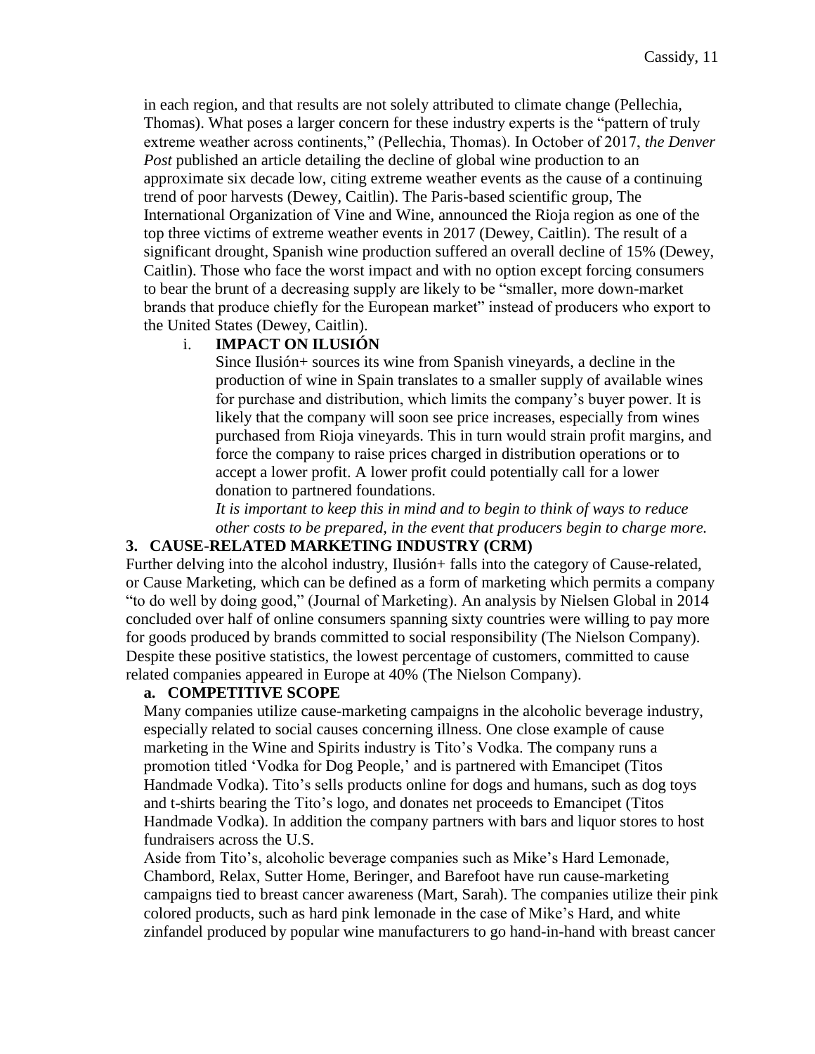in each region, and that results are not solely attributed to climate change (Pellechia, Thomas). What poses a larger concern for these industry experts is the "pattern of truly extreme weather across continents," (Pellechia, Thomas). In October of 2017, *the Denver Post* published an article detailing the decline of global wine production to an approximate six decade low, citing extreme weather events as the cause of a continuing trend of poor harvests (Dewey, Caitlin). The Paris-based scientific group, The International Organization of Vine and Wine, announced the Rioja region as one of the top three victims of extreme weather events in 2017 (Dewey, Caitlin). The result of a significant drought, Spanish wine production suffered an overall decline of 15% (Dewey, Caitlin). Those who face the worst impact and with no option except forcing consumers to bear the brunt of a decreasing supply are likely to be "smaller, more down-market brands that produce chiefly for the European market" instead of producers who export to the United States (Dewey, Caitlin).

i. **IMPACT ON ILUSIÓN**

Since Ilusión+ sources its wine from Spanish vineyards, a decline in the production of wine in Spain translates to a smaller supply of available wines for purchase and distribution, which limits the company's buyer power. It is likely that the company will soon see price increases, especially from wines purchased from Rioja vineyards. This in turn would strain profit margins, and force the company to raise prices charged in distribution operations or to accept a lower profit. A lower profit could potentially call for a lower donation to partnered foundations.

*It is important to keep this in mind and to begin to think of ways to reduce other costs to be prepared, in the event that producers begin to charge more.*

## 3. CAUSE-RELATED MARKETING INDUSTRY (CRM)

Further delving into the alcohol industry, Ilusión+ falls into the category of Cause-related, or Cause Marketing, which can be defined as a form of marketing which permits a company "to do well by doing good," (Journal of Marketing). An analysis by Nielsen Global in 2014 concluded over half of online consumers spanning sixty countries were willing to pay more for goods produced by brands committed to social responsibility (The Nielson Company). Despite these positive statistics, the lowest percentage of customers, committed to cause related companies appeared in Europe at 40% (The Nielson Company).

### a. COMPETITIVE SCOPE

Many companies utilize cause-marketing campaigns in the alcoholic beverage industry, especially related to social causes concerning illness. One close example of cause marketing in the Wine and Spirits industry is Tito's Vodka. The company runs a promotion titled 'Vodka for Dog People,' and is partnered with Emancipet (Titos Handmade Vodka). Tito's sells products online for dogs and humans, such as dog toys and t-shirts bearing the Tito's logo, and donates net proceeds to Emancipet (Titos Handmade Vodka). In addition the company partners with bars and liquor stores to host fundraisers across the U.S.

Aside from Tito's, alcoholic beverage companies such as Mike's Hard Lemonade, Chambord, Relax, Sutter Home, Beringer, and Barefoot have run cause-marketing campaigns tied to breast cancer awareness (Mart, Sarah). The companies utilize their pink colored products, such as hard pink lemonade in the case of Mike's Hard, and white zinfandel produced by popular wine manufacturers to go hand-in-hand with breast cancer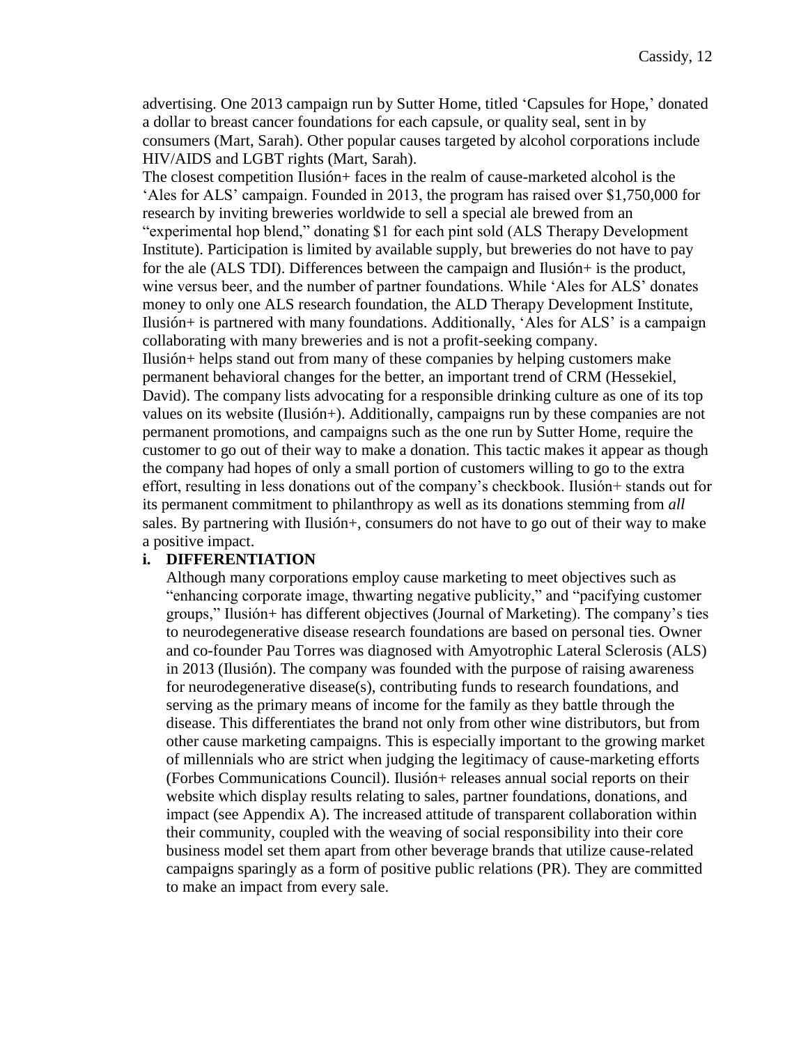advertising. One 2013 campaign run by Sutter Home, titled 'Capsules for Hope,' donated a dollar to breast cancer foundations for each capsule, or quality seal, sent in by consumers (Mart, Sarah). Other popular causes targeted by alcohol corporations include HIV/AIDS and LGBT rights (Mart, Sarah).

The closest competition Ilusión+ faces in the realm of cause-marketed alcohol is the 'Ales for ALS' campaign. Founded in 2013, the program has raised over $1,750,000 for research by inviting breweries worldwide to sell a special ale brewed from an "experimental hop blend," donating $1 for each pint sold (ALS Therapy Development Institute). Participation is limited by available supply, but breweries do not have to pay for the ale (ALS TDI). Differences between the campaign and Ilusión+ is the product, wine versus beer, and the number of partner foundations. While 'Ales for ALS' donates money to only one ALS research foundation, the ALD Therapy Development Institute, Ilusión+ is partnered with many foundations. Additionally, 'Ales for ALS' is a campaign collaborating with many breweries and is not a profit-seeking company.

Ilusión+ helps stand out from many of these companies by helping customers make permanent behavioral changes for the better, an important trend of CRM (Hessekiel, David). The company lists advocating for a responsible drinking culture as one of its top values on its website (Ilusión+). Additionally, campaigns run by these companies are not permanent promotions, and campaigns such as the one run by Sutter Home, require the customer to go out of their way to make a donation. This tactic makes it appear as though the company had hopes of only a small portion of customers willing to go to the extra effort, resulting in less donations out of the company's checkbook. Ilusión+ stands out for its permanent commitment to philanthropy as well as its donations stemming from *all* sales. By partnering with Ilusión+, consumers do not have to go out of their way to make a positive impact.

**i. DIFFERENTIATION**

Although many corporations employ cause marketing to meet objectives such as "enhancing corporate image, thwarting negative publicity," and "pacifying customer groups," Ilusión+ has different objectives (Journal of Marketing). The company's ties to neurodegenerative disease research foundations are based on personal ties. Owner and co-founder Pau Torres was diagnosed with Amyotrophic Lateral Sclerosis (ALS) in 2013 (Ilusión). The company was founded with the purpose of raising awareness for neurodegenerative disease(s), contributing funds to research foundations, and serving as the primary means of income for the family as they battle through the disease. This differentiates the brand not only from other wine distributors, but from other cause marketing campaigns. This is especially important to the growing market of millennials who are strict when judging the legitimacy of cause-marketing efforts (Forbes Communications Council). Ilusión+ releases annual social reports on their website which display results relating to sales, partner foundations, donations, and impact (see Appendix A). The increased attitude of transparent collaboration within their community, coupled with the weaving of social responsibility into their core business model set them apart from other beverage brands that utilize cause-related campaigns sparingly as a form of positive public relations (PR). They are committed to make an impact from every sale.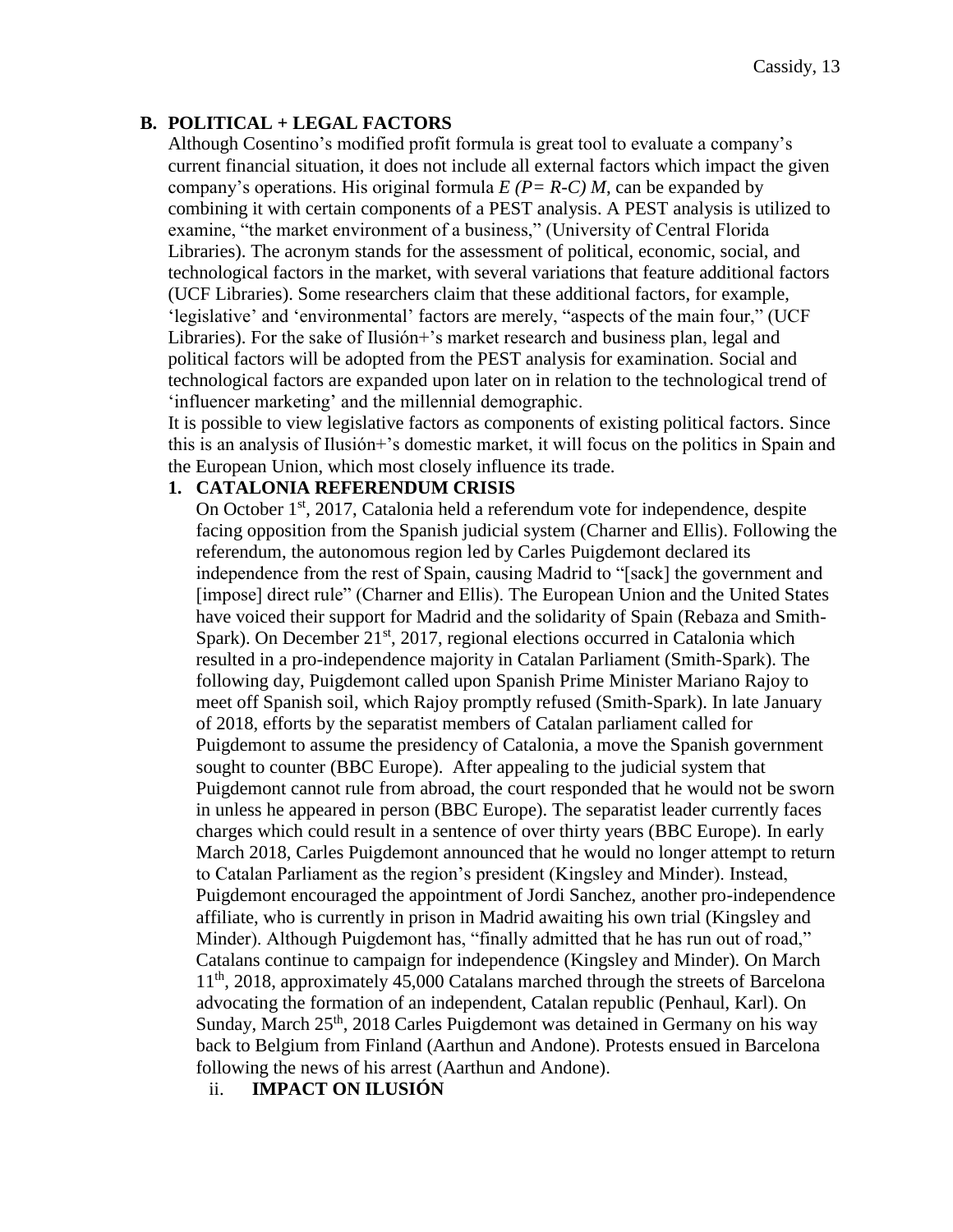## B. POLITICAL + LEGAL FACTORS

Although Cosentino's modified profit formula is great tool to evaluate a company's current financial situation, it does not include all external factors which impact the given company's operations. His original formula $E\ (P= R\text{-}C)\ M$, can be expanded by combining it with certain components of a PEST analysis. A PEST analysis is utilized to examine, "the market environment of a business," (University of Central Florida Libraries). The acronym stands for the assessment of political, economic, social, and technological factors in the market, with several variations that feature additional factors (UCF Libraries). Some researchers claim that these additional factors, for example, 'legislative' and 'environmental' factors are merely, "aspects of the main four," (UCF Libraries). For the sake of Ilusión+'s market research and business plan, legal and political factors will be adopted from the PEST analysis for examination. Social and technological factors are expanded upon later on in relation to the technological trend of 'influencer marketing' and the millennial demographic.

It is possible to view legislative factors as components of existing political factors. Since this is an analysis of Ilusión+'s domestic market, it will focus on the politics in Spain and the European Union, which most closely influence its trade.

### 1. CATALONIA REFERENDUM CRISIS

On October 1st, 2017, Catalonia held a referendum vote for independence, despite facing opposition from the Spanish judicial system (Charner and Ellis). Following the referendum, the autonomous region led by Carles Puigdemont declared its independence from the rest of Spain, causing Madrid to "[sack] the government and [impose] direct rule" (Charner and Ellis). The European Union and the United States have voiced their support for Madrid and the solidarity of Spain (Rebaza and Smith-Spark). On December 21st, 2017, regional elections occurred in Catalonia which resulted in a pro-independence majority in Catalan Parliament (Smith-Spark). The following day, Puigdemont called upon Spanish Prime Minister Mariano Rajoy to meet off Spanish soil, which Rajoy promptly refused (Smith-Spark). In late January of 2018, efforts by the separatist members of Catalan parliament called for Puigdemont to assume the presidency of Catalonia, a move the Spanish government sought to counter (BBC Europe). After appealing to the judicial system that Puigdemont cannot rule from abroad, the court responded that he would not be sworn in unless he appeared in person (BBC Europe). The separatist leader currently faces charges which could result in a sentence of over thirty years (BBC Europe). In early March 2018, Carles Puigdemont announced that he would no longer attempt to return to Catalan Parliament as the region's president (Kingsley and Minder). Instead, Puigdemont encouraged the appointment of Jordi Sanchez, another pro-independence affiliate, who is currently in prison in Madrid awaiting his own trial (Kingsley and Minder). Although Puigdemont has, "finally admitted that he has run out of road," Catalans continue to campaign for independence (Kingsley and Minder). On March 11th, 2018, approximately 45,000 Catalans marched through the streets of Barcelona advocating the formation of an independent, Catalan republic (Penhaul, Karl). On Sunday, March 25th, 2018 Carles Puigdemont was detained in Germany on his way back to Belgium from Finland (Aarthun and Andone). Protests ensued in Barcelona following the news of his arrest (Aarthun and Andone).

#### ii. IMPACT ON ILUSIÓN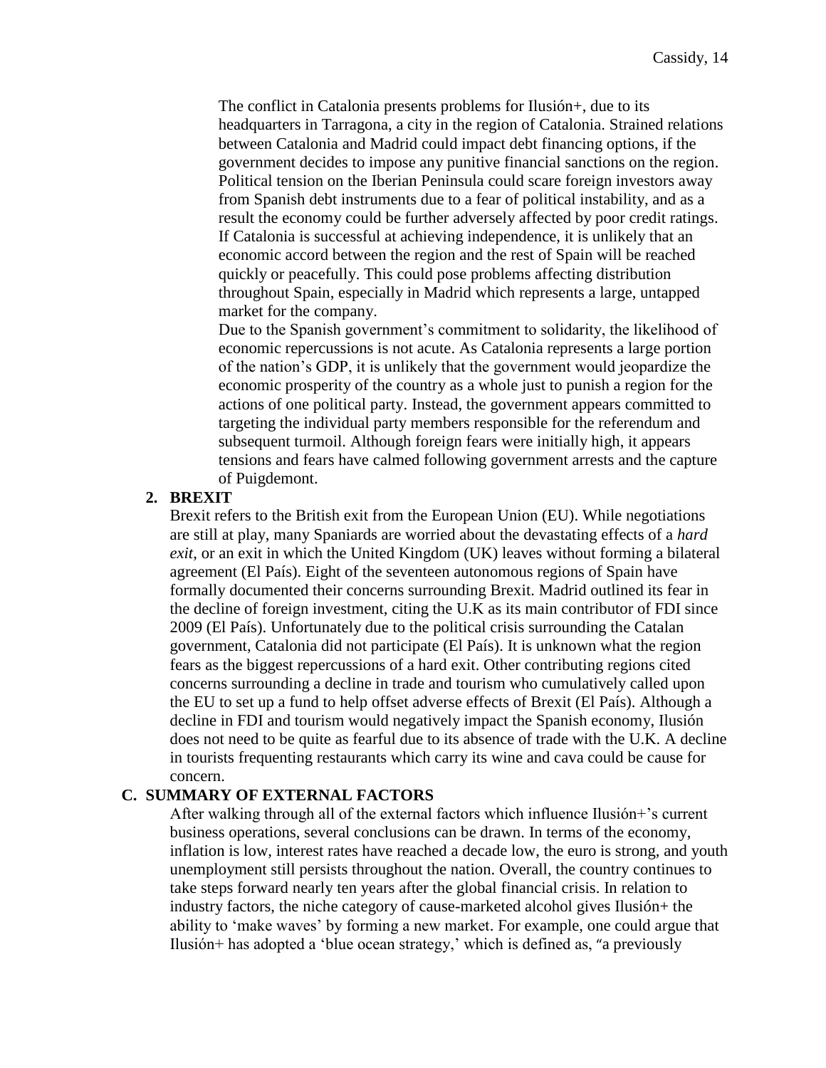The conflict in Catalonia presents problems for Ilusión+, due to its headquarters in Tarragona, a city in the region of Catalonia. Strained relations between Catalonia and Madrid could impact debt financing options, if the government decides to impose any punitive financial sanctions on the region. Political tension on the Iberian Peninsula could scare foreign investors away from Spanish debt instruments due to a fear of political instability, and as a result the economy could be further adversely affected by poor credit ratings. If Catalonia is successful at achieving independence, it is unlikely that an economic accord between the region and the rest of Spain will be reached quickly or peacefully. This could pose problems affecting distribution throughout Spain, especially in Madrid which represents a large, untapped market for the company.

Due to the Spanish government's commitment to solidarity, the likelihood of economic repercussions is not acute. As Catalonia represents a large portion of the nation's GDP, it is unlikely that the government would jeopardize the economic prosperity of the country as a whole just to punish a region for the actions of one political party. Instead, the government appears committed to targeting the individual party members responsible for the referendum and subsequent turmoil. Although foreign fears were initially high, it appears tensions and fears have calmed following government arrests and the capture of Puigdemont.

**2. BREXIT**

Brexit refers to the British exit from the European Union (EU). While negotiations are still at play, many Spaniards are worried about the devastating effects of a *hard exit*, or an exit in which the United Kingdom (UK) leaves without forming a bilateral agreement (El País). Eight of the seventeen autonomous regions of Spain have formally documented their concerns surrounding Brexit. Madrid outlined its fear in the decline of foreign investment, citing the U.K as its main contributor of FDI since 2009 (El País). Unfortunately due to the political crisis surrounding the Catalan government, Catalonia did not participate (El País). It is unknown what the region fears as the biggest repercussions of a hard exit. Other contributing regions cited concerns surrounding a decline in trade and tourism who cumulatively called upon the EU to set up a fund to help offset adverse effects of Brexit (El País). Although a decline in FDI and tourism would negatively impact the Spanish economy, Ilusión does not need to be quite as fearful due to its absence of trade with the U.K. A decline in tourists frequenting restaurants which carry its wine and cava could be cause for concern.

## C. SUMMARY OF EXTERNAL FACTORS

After walking through all of the external factors which influence Ilusión+'s current business operations, several conclusions can be drawn. In terms of the economy, inflation is low, interest rates have reached a decade low, the euro is strong, and youth unemployment still persists throughout the nation. Overall, the country continues to take steps forward nearly ten years after the global financial crisis. In relation to industry factors, the niche category of cause-marketed alcohol gives Ilusión+ the ability to 'make waves' by forming a new market. For example, one could argue that Ilusión+ has adopted a 'blue ocean strategy,' which is defined as, "a previously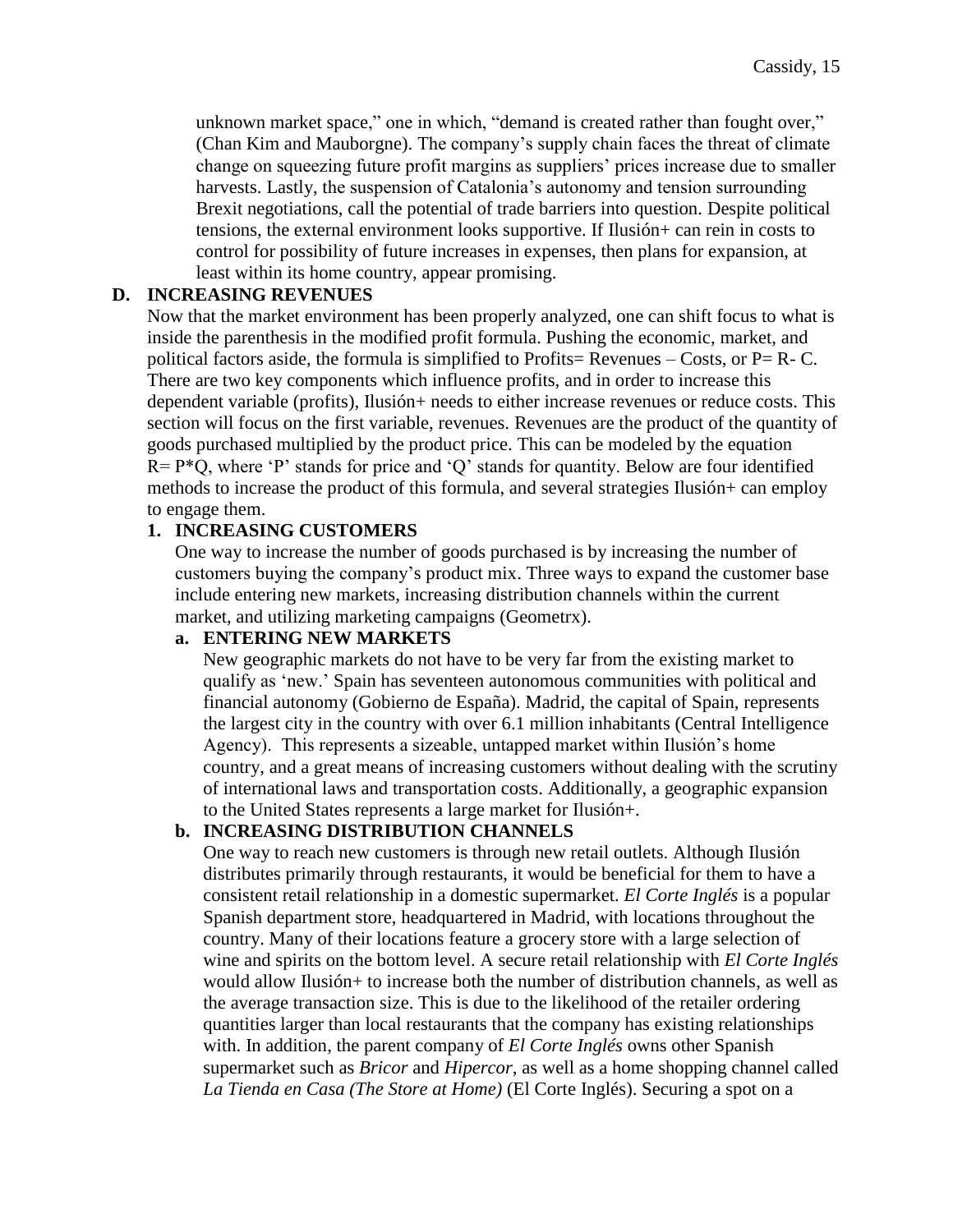unknown market space," one in which, "demand is created rather than fought over," (Chan Kim and Mauborgne). The company's supply chain faces the threat of climate change on squeezing future profit margins as suppliers' prices increase due to smaller harvests. Lastly, the suspension of Catalonia's autonomy and tension surrounding Brexit negotiations, call the potential of trade barriers into question. Despite political tensions, the external environment looks supportive. If Ilusión+ can rein in costs to control for possibility of future increases in expenses, then plans for expansion, at least within its home country, appear promising.

## D. INCREASING REVENUES

Now that the market environment has been properly analyzed, one can shift focus to what is inside the parenthesis in the modified profit formula. Pushing the economic, market, and political factors aside, the formula is simplified to Profits= Revenues – Costs, or P= R- C. There are two key components which influence profits, and in order to increase this dependent variable (profits), Ilusión+ needs to either increase revenues or reduce costs. This section will focus on the first variable, revenues. Revenues are the product of the quantity of goods purchased multiplied by the product price. This can be modeled by the equation R= P*Q, where 'P' stands for price and 'Q' stands for quantity. Below are four identified methods to increase the product of this formula, and several strategies Ilusión+ can employ to engage them.

### 1. INCREASING CUSTOMERS

One way to increase the number of goods purchased is by increasing the number of customers buying the company's product mix. Three ways to expand the customer base include entering new markets, increasing distribution channels within the current market, and utilizing marketing campaigns (Geometrx).

#### a. ENTERING NEW MARKETS

New geographic markets do not have to be very far from the existing market to qualify as 'new.' Spain has seventeen autonomous communities with political and financial autonomy (Gobierno de España). Madrid, the capital of Spain, represents the largest city in the country with over 6.1 million inhabitants (Central Intelligence Agency). This represents a sizeable, untapped market within Ilusión's home country, and a great means of increasing customers without dealing with the scrutiny of international laws and transportation costs. Additionally, a geographic expansion to the United States represents a large market for Ilusión+.

#### b. INCREASING DISTRIBUTION CHANNELS

One way to reach new customers is through new retail outlets. Although Ilusión distributes primarily through restaurants, it would be beneficial for them to have a consistent retail relationship in a domestic supermarket. *El Corte Inglés* is a popular Spanish department store, headquartered in Madrid, with locations throughout the country. Many of their locations feature a grocery store with a large selection of wine and spirits on the bottom level. A secure retail relationship with *El Corte Inglés* would allow Ilusión+ to increase both the number of distribution channels, as well as the average transaction size. This is due to the likelihood of the retailer ordering quantities larger than local restaurants that the company has existing relationships with. In addition, the parent company of *El Corte Inglés* owns other Spanish supermarket such as *Bricor* and *Hipercor*, as well as a home shopping channel called *La Tienda en Casa (The Store at Home)* (El Corte Inglés). Securing a spot on a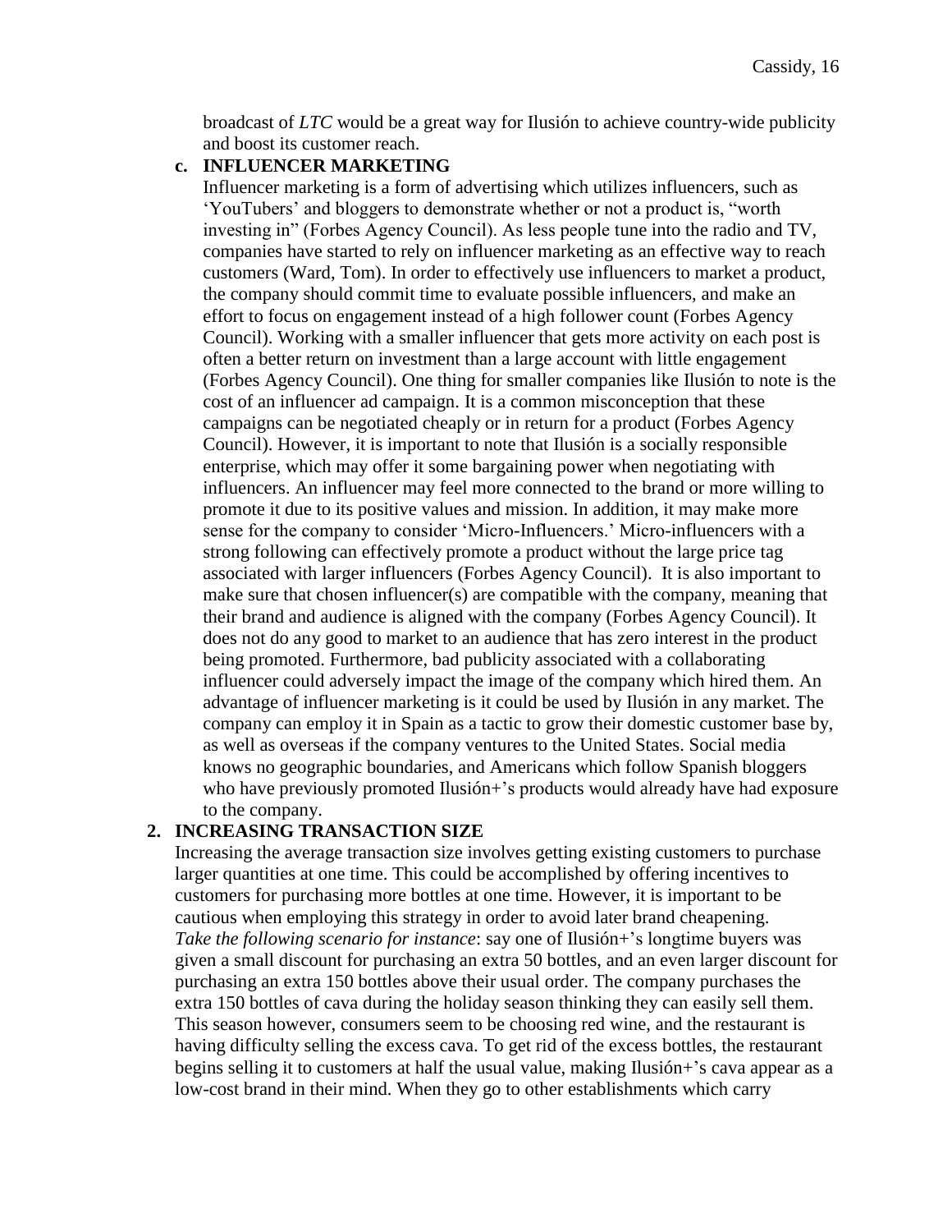broadcast of *LTC* would be a great way for Ilusión to achieve country-wide publicity and boost its customer reach.

### c. INFLUENCER MARKETING

Influencer marketing is a form of advertising which utilizes influencers, such as 'YouTubers' and bloggers to demonstrate whether or not a product is, "worth investing in" (Forbes Agency Council). As less people tune into the radio and TV, companies have started to rely on influencer marketing as an effective way to reach customers (Ward, Tom). In order to effectively use influencers to market a product, the company should commit time to evaluate possible influencers, and make an effort to focus on engagement instead of a high follower count (Forbes Agency Council). Working with a smaller influencer that gets more activity on each post is often a better return on investment than a large account with little engagement (Forbes Agency Council). One thing for smaller companies like Ilusión to note is the cost of an influencer ad campaign. It is a common misconception that these campaigns can be negotiated cheaply or in return for a product (Forbes Agency Council). However, it is important to note that Ilusión is a socially responsible enterprise, which may offer it some bargaining power when negotiating with influencers. An influencer may feel more connected to the brand or more willing to promote it due to its positive values and mission. In addition, it may make more sense for the company to consider 'Micro-Influencers.' Micro-influencers with a strong following can effectively promote a product without the large price tag associated with larger influencers (Forbes Agency Council). It is also important to make sure that chosen influencer(s) are compatible with the company, meaning that their brand and audience is aligned with the company (Forbes Agency Council). It does not do any good to market to an audience that has zero interest in the product being promoted. Furthermore, bad publicity associated with a collaborating influencer could adversely impact the image of the company which hired them. An advantage of influencer marketing is it could be used by Ilusión in any market. The company can employ it in Spain as a tactic to grow their domestic customer base by, as well as overseas if the company ventures to the United States. Social media knows no geographic boundaries, and Americans which follow Spanish bloggers who have previously promoted Ilusión+'s products would already have had exposure to the company.

## 2. INCREASING TRANSACTION SIZE

Increasing the average transaction size involves getting existing customers to purchase larger quantities at one time. This could be accomplished by offering incentives to customers for purchasing more bottles at one time. However, it is important to be cautious when employing this strategy in order to avoid later brand cheapening.
*Take the following scenario for instance*: say one of Ilusión+'s longtime buyers was given a small discount for purchasing an extra 50 bottles, and an even larger discount for purchasing an extra 150 bottles above their usual order. The company purchases the extra 150 bottles of cava during the holiday season thinking they can easily sell them. This season however, consumers seem to be choosing red wine, and the restaurant is having difficulty selling the excess cava. To get rid of the excess bottles, the restaurant begins selling it to customers at half the usual value, making Ilusión+'s cava appear as a low-cost brand in their mind. When they go to other establishments which carry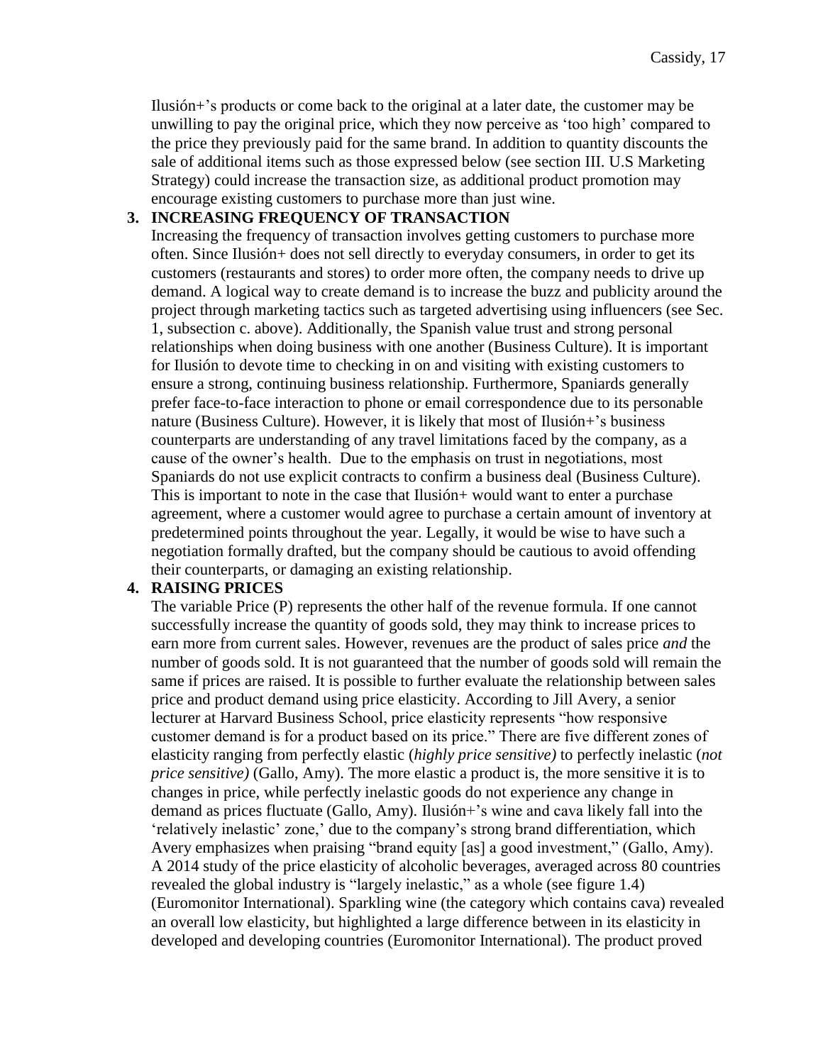Ilusión+'s products or come back to the original at a later date, the customer may be unwilling to pay the original price, which they now perceive as 'too high' compared to the price they previously paid for the same brand. In addition to quantity discounts the sale of additional items such as those expressed below (see section III. U.S Marketing Strategy) could increase the transaction size, as additional product promotion may encourage existing customers to purchase more than just wine.

**3. INCREASING FREQUENCY OF TRANSACTION**

Increasing the frequency of transaction involves getting customers to purchase more often. Since Ilusión+ does not sell directly to everyday consumers, in order to get its customers (restaurants and stores) to order more often, the company needs to drive up demand. A logical way to create demand is to increase the buzz and publicity around the project through marketing tactics such as targeted advertising using influencers (see Sec. 1, subsection c. above). Additionally, the Spanish value trust and strong personal relationships when doing business with one another (Business Culture). It is important for Ilusión to devote time to checking in on and visiting with existing customers to ensure a strong, continuing business relationship. Furthermore, Spaniards generally prefer face-to-face interaction to phone or email correspondence due to its personable nature (Business Culture). However, it is likely that most of Ilusión+'s business counterparts are understanding of any travel limitations faced by the company, as a cause of the owner's health. Due to the emphasis on trust in negotiations, most Spaniards do not use explicit contracts to confirm a business deal (Business Culture). This is important to note in the case that Ilusión+ would want to enter a purchase agreement, where a customer would agree to purchase a certain amount of inventory at predetermined points throughout the year. Legally, it would be wise to have such a negotiation formally drafted, but the company should be cautious to avoid offending their counterparts, or damaging an existing relationship.

**4. RAISING PRICES**

The variable Price (P) represents the other half of the revenue formula. If one cannot successfully increase the quantity of goods sold, they may think to increase prices to earn more from current sales. However, revenues are the product of sales price *and* the number of goods sold. It is not guaranteed that the number of goods sold will remain the same if prices are raised. It is possible to further evaluate the relationship between sales price and product demand using price elasticity. According to Jill Avery, a senior lecturer at Harvard Business School, price elasticity represents "how responsive customer demand is for a product based on its price." There are five different zones of elasticity ranging from perfectly elastic (*highly price sensitive)* to perfectly inelastic (*not price sensitive)* (Gallo, Amy). The more elastic a product is, the more sensitive it is to changes in price, while perfectly inelastic goods do not experience any change in demand as prices fluctuate (Gallo, Amy). Ilusión+'s wine and cava likely fall into the 'relatively inelastic' zone,' due to the company's strong brand differentiation, which Avery emphasizes when praising "brand equity [as] a good investment," (Gallo, Amy). A 2014 study of the price elasticity of alcoholic beverages, averaged across 80 countries revealed the global industry is "largely inelastic," as a whole (see figure 1.4) (Euromonitor International). Sparkling wine (the category which contains cava) revealed an overall low elasticity, but highlighted a large difference between in its elasticity in developed and developing countries (Euromonitor International). The product proved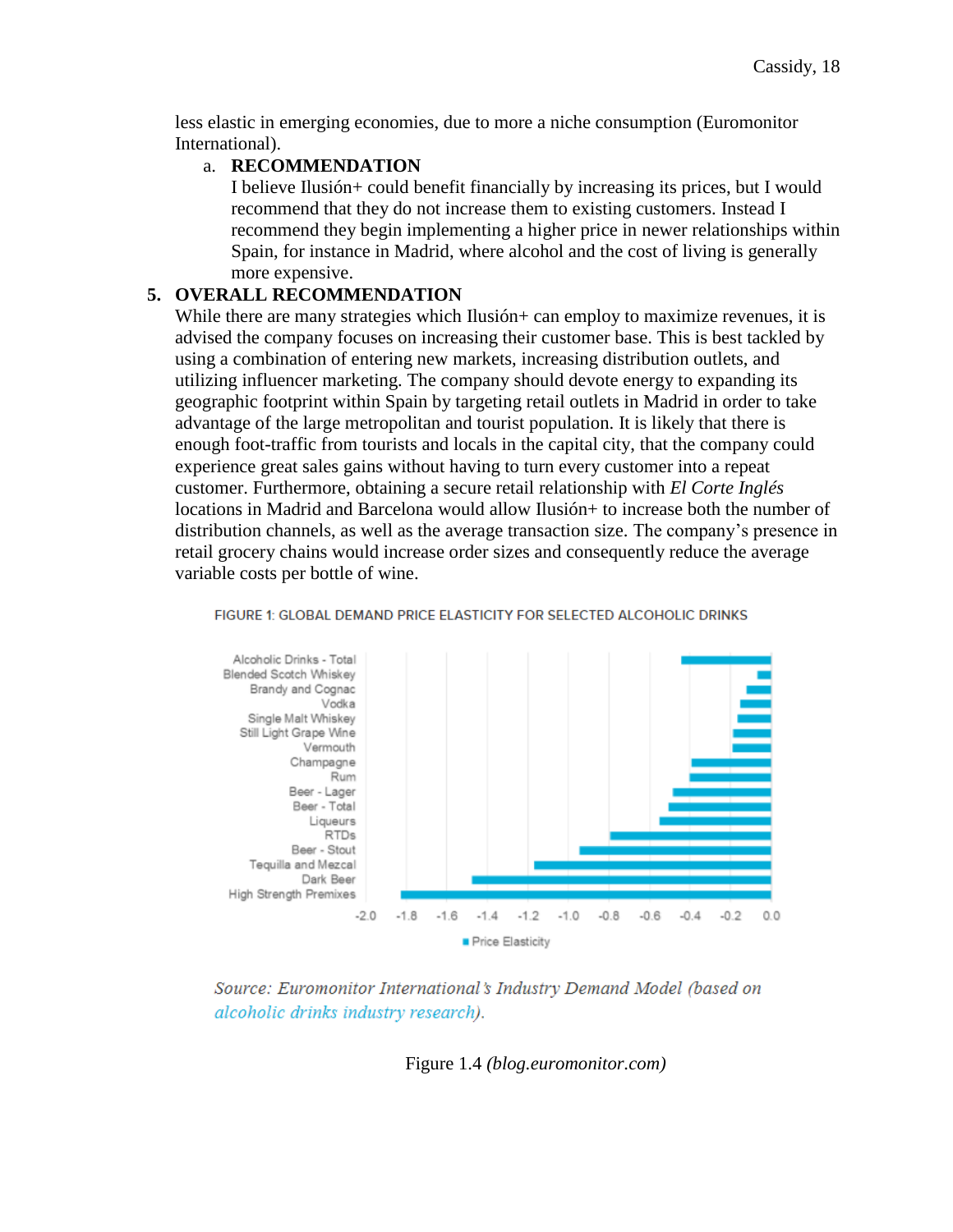less elastic in emerging economies, due to more a niche consumption (Euromonitor International).

a. **RECOMMENDATION**

I believe Ilusión+ could benefit financially by increasing its prices, but I would recommend that they do not increase them to existing customers. Instead I recommend they begin implementing a higher price in newer relationships within Spain, for instance in Madrid, where alcohol and the cost of living is generally more expensive.

## 5. OVERALL RECOMMENDATION

While there are many strategies which Ilusión+ can employ to maximize revenues, it is advised the company focuses on increasing their customer base. This is best tackled by using a combination of entering new markets, increasing distribution outlets, and utilizing influencer marketing. The company should devote energy to expanding its geographic footprint within Spain by targeting retail outlets in Madrid in order to take advantage of the large metropolitan and tourist population. It is likely that there is enough foot-traffic from tourists and locals in the capital city, that the company could experience great sales gains without having to turn every customer into a repeat customer. Furthermore, obtaining a secure retail relationship with *El Corte Inglés* locations in Madrid and Barcelona would allow Ilusión+ to increase both the number of distribution channels, as well as the average transaction size. The company's presence in retail grocery chains would increase order sizes and consequently reduce the average variable costs per bottle of wine.

FIGURE 1: GLOBAL DEMAND PRICE ELASTICITY FOR SELECTED ALCOHOLIC DRINKS

*Source: Euromonitor International's Industry Demand Model (based on alcoholic drinks industry research).*

Figure 1.4 *(blog.euromonitor.com)*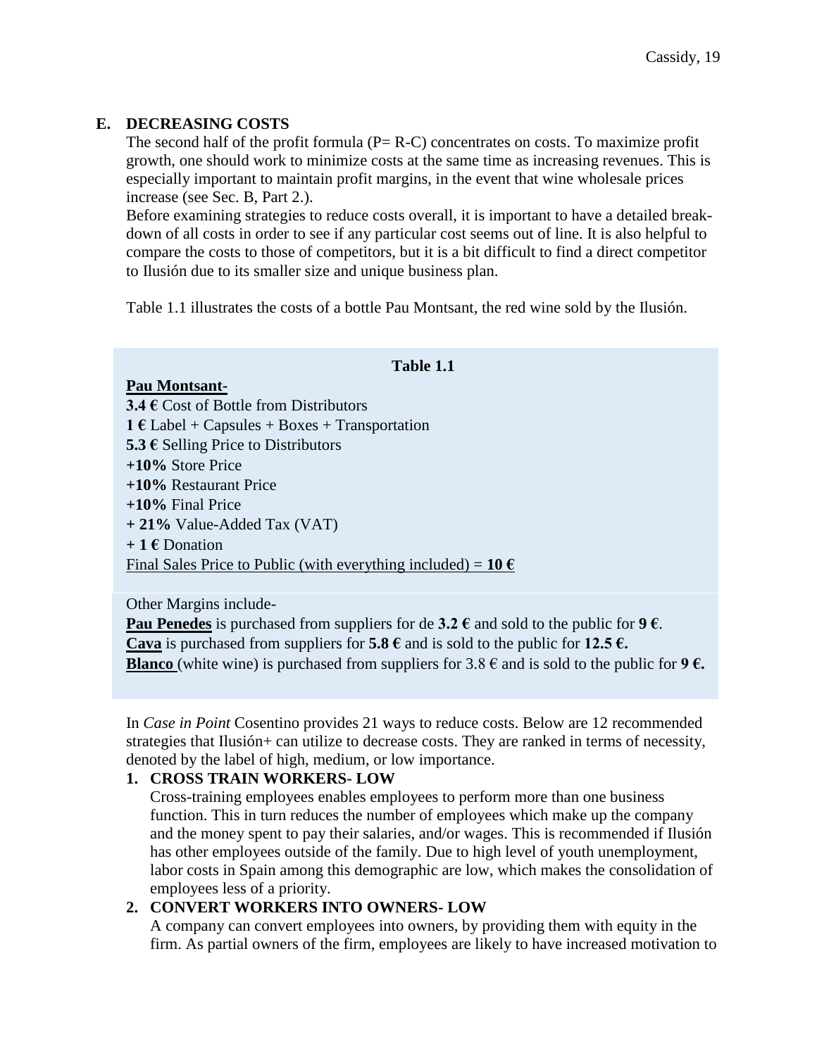## E. DECREASING COSTS

The second half of the profit formula (P= R-C) concentrates on costs. To maximize profit growth, one should work to minimize costs at the same time as increasing revenues. This is especially important to maintain profit margins, in the event that wine wholesale prices increase (see Sec. B, Part 2.).

Before examining strategies to reduce costs overall, it is important to have a detailed break-down of all costs in order to see if any particular cost seems out of line. It is also helpful to compare the costs to those of competitors, but it is a bit difficult to find a direct competitor to Ilusión due to its smaller size and unique business plan.

Table 1.1 illustrates the costs of a bottle Pau Montsant, the red wine sold by the Ilusión.

**Table 1.1**

**<u>Pau Montsant-</u>**

**3.4 €** Cost of Bottle from Distributors
**1 €** Label + Capsules + Boxes + Transportation
**5.3 €** Selling Price to Distributors
**+10%** Store Price
**+10%** Restaurant Price
**+10%** Final Price
**+ 21%** Value-Added Tax (VAT)
**+ 1 €** Donation
<u>Final Sales Price to Public (with everything included) =</u> **10 €**

Other Margins include-

**<u>Pau Penedes</u>** is purchased from suppliers for de **3.2 €** and sold to the public for **9 €**.
**<u>Cava</u>** is purchased from suppliers for **5.8 €** and is sold to the public for **12.5 €.**
**<u>Blanco</u>** (white wine) is purchased from suppliers for 3.8 € and is sold to the public for **9 €.**

In *Case in Point* Cosentino provides 21 ways to reduce costs. Below are 12 recommended strategies that Ilusión+ can utilize to decrease costs. They are ranked in terms of necessity, denoted by the label of high, medium, or low importance.

1. **CROSS TRAIN WORKERS- LOW**
   Cross-training employees enables employees to perform more than one business function. This in turn reduces the number of employees which make up the company and the money spent to pay their salaries, and/or wages. This is recommended if Ilusión has other employees outside of the family. Due to high level of youth unemployment, labor costs in Spain among this demographic are low, which makes the consolidation of employees less of a priority.
2. **CONVERT WORKERS INTO OWNERS- LOW**
   A company can convert employees into owners, by providing them with equity in the firm. As partial owners of the firm, employees are likely to have increased motivation to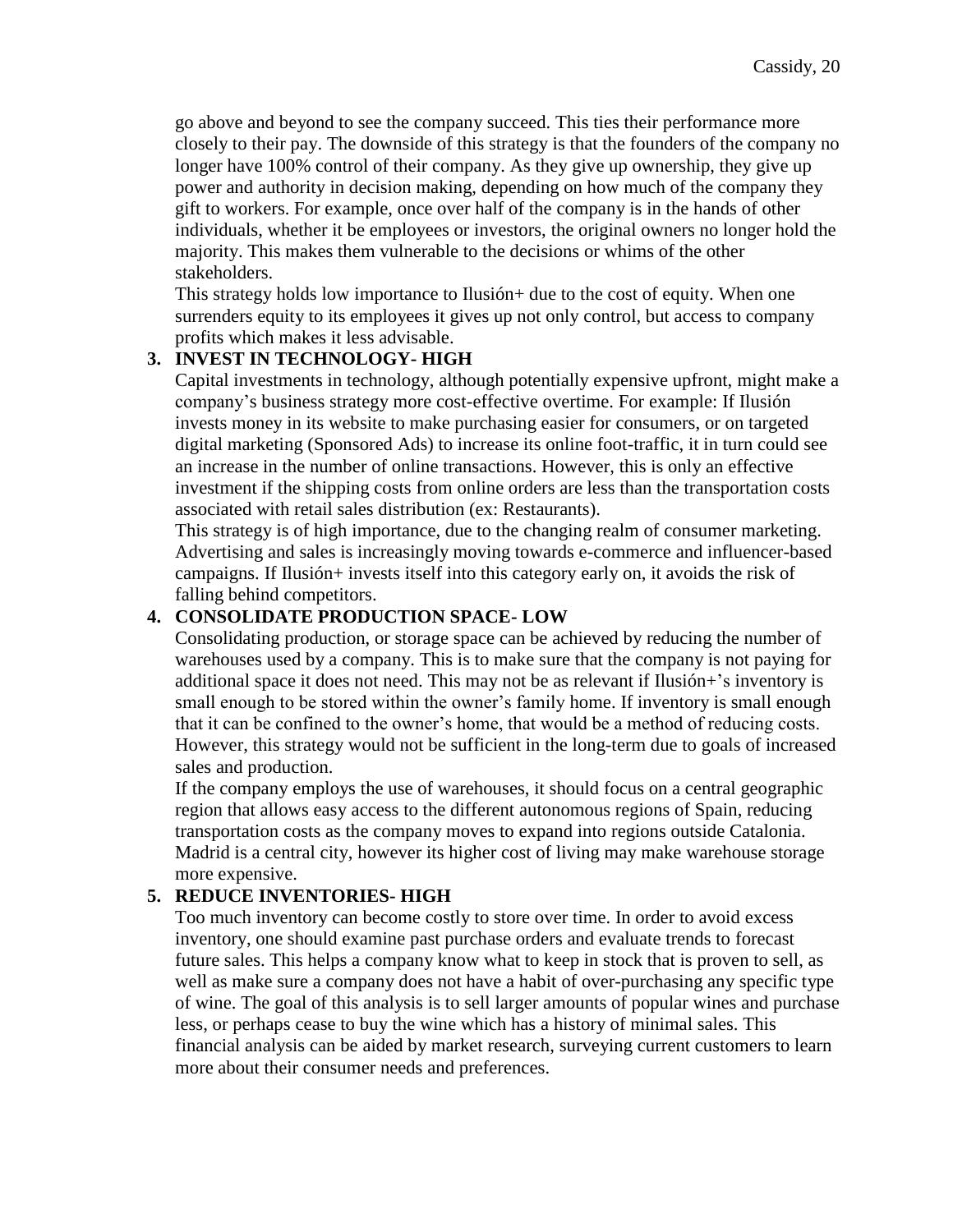go above and beyond to see the company succeed. This ties their performance more closely to their pay. The downside of this strategy is that the founders of the company no longer have 100% control of their company. As they give up ownership, they give up power and authority in decision making, depending on how much of the company they gift to workers. For example, once over half of the company is in the hands of other individuals, whether it be employees or investors, the original owners no longer hold the majority. This makes them vulnerable to the decisions or whims of the other stakeholders.

This strategy holds low importance to Ilusión+ due to the cost of equity. When one surrenders equity to its employees it gives up not only control, but access to company profits which makes it less advisable.

3. **INVEST IN TECHNOLOGY- HIGH**

   Capital investments in technology, although potentially expensive upfront, might make a company's business strategy more cost-effective overtime. For example: If Ilusión invests money in its website to make purchasing easier for consumers, or on targeted digital marketing (Sponsored Ads) to increase its online foot-traffic, it in turn could see an increase in the number of online transactions. However, this is only an effective investment if the shipping costs from online orders are less than the transportation costs associated with retail sales distribution (ex: Restaurants).

   This strategy is of high importance, due to the changing realm of consumer marketing. Advertising and sales is increasingly moving towards e-commerce and influencer-based campaigns. If Ilusión+ invests itself into this category early on, it avoids the risk of falling behind competitors.

4. **CONSOLIDATE PRODUCTION SPACE- LOW**

   Consolidating production, or storage space can be achieved by reducing the number of warehouses used by a company. This is to make sure that the company is not paying for additional space it does not need. This may not be as relevant if Ilusión+'s inventory is small enough to be stored within the owner's family home. If inventory is small enough that it can be confined to the owner's home, that would be a method of reducing costs. However, this strategy would not be sufficient in the long-term due to goals of increased sales and production.

   If the company employs the use of warehouses, it should focus on a central geographic region that allows easy access to the different autonomous regions of Spain, reducing transportation costs as the company moves to expand into regions outside Catalonia. Madrid is a central city, however its higher cost of living may make warehouse storage more expensive.

5. **REDUCE INVENTORIES- HIGH**

   Too much inventory can become costly to store over time. In order to avoid excess inventory, one should examine past purchase orders and evaluate trends to forecast future sales. This helps a company know what to keep in stock that is proven to sell, as well as make sure a company does not have a habit of over-purchasing any specific type of wine. The goal of this analysis is to sell larger amounts of popular wines and purchase less, or perhaps cease to buy the wine which has a history of minimal sales. This financial analysis can be aided by market research, surveying current customers to learn more about their consumer needs and preferences.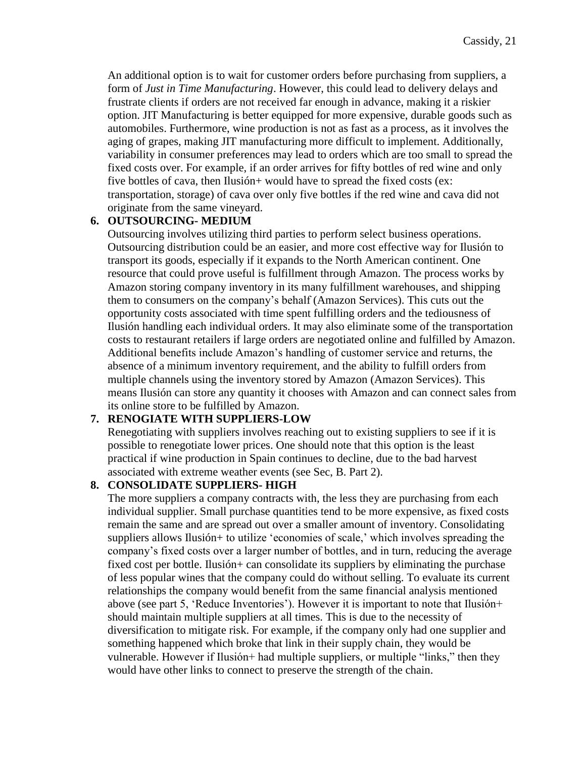An additional option is to wait for customer orders before purchasing from suppliers, a form of *Just in Time Manufacturing*. However, this could lead to delivery delays and frustrate clients if orders are not received far enough in advance, making it a riskier option. JIT Manufacturing is better equipped for more expensive, durable goods such as automobiles. Furthermore, wine production is not as fast as a process, as it involves the aging of grapes, making JIT manufacturing more difficult to implement. Additionally, variability in consumer preferences may lead to orders which are too small to spread the fixed costs over. For example, if an order arrives for fifty bottles of red wine and only five bottles of cava, then Ilusión+ would have to spread the fixed costs (ex: transportation, storage) of cava over only five bottles if the red wine and cava did not originate from the same vineyard.

**6. OUTSOURCING- MEDIUM**

Outsourcing involves utilizing third parties to perform select business operations. Outsourcing distribution could be an easier, and more cost effective way for Ilusión to transport its goods, especially if it expands to the North American continent. One resource that could prove useful is fulfillment through Amazon. The process works by Amazon storing company inventory in its many fulfillment warehouses, and shipping them to consumers on the company's behalf (Amazon Services). This cuts out the opportunity costs associated with time spent fulfilling orders and the tediousness of Ilusión handling each individual orders. It may also eliminate some of the transportation costs to restaurant retailers if large orders are negotiated online and fulfilled by Amazon. Additional benefits include Amazon's handling of customer service and returns, the absence of a minimum inventory requirement, and the ability to fulfill orders from multiple channels using the inventory stored by Amazon (Amazon Services). This means Ilusión can store any quantity it chooses with Amazon and can connect sales from its online store to be fulfilled by Amazon.

**7. RENOGIATE WITH SUPPLIERS-LOW**

Renegotiating with suppliers involves reaching out to existing suppliers to see if it is possible to renegotiate lower prices. One should note that this option is the least practical if wine production in Spain continues to decline, due to the bad harvest associated with extreme weather events (see Sec, B. Part 2).

**8. CONSOLIDATE SUPPLIERS- HIGH**

The more suppliers a company contracts with, the less they are purchasing from each individual supplier. Small purchase quantities tend to be more expensive, as fixed costs remain the same and are spread out over a smaller amount of inventory. Consolidating suppliers allows Ilusión+ to utilize 'economies of scale,' which involves spreading the company's fixed costs over a larger number of bottles, and in turn, reducing the average fixed cost per bottle. Ilusión+ can consolidate its suppliers by eliminating the purchase of less popular wines that the company could do without selling. To evaluate its current relationships the company would benefit from the same financial analysis mentioned above (see part 5, 'Reduce Inventories'). However it is important to note that Ilusión+ should maintain multiple suppliers at all times. This is due to the necessity of diversification to mitigate risk. For example, if the company only had one supplier and something happened which broke that link in their supply chain, they would be vulnerable. However if Ilusión+ had multiple suppliers, or multiple "links," then they would have other links to connect to preserve the strength of the chain.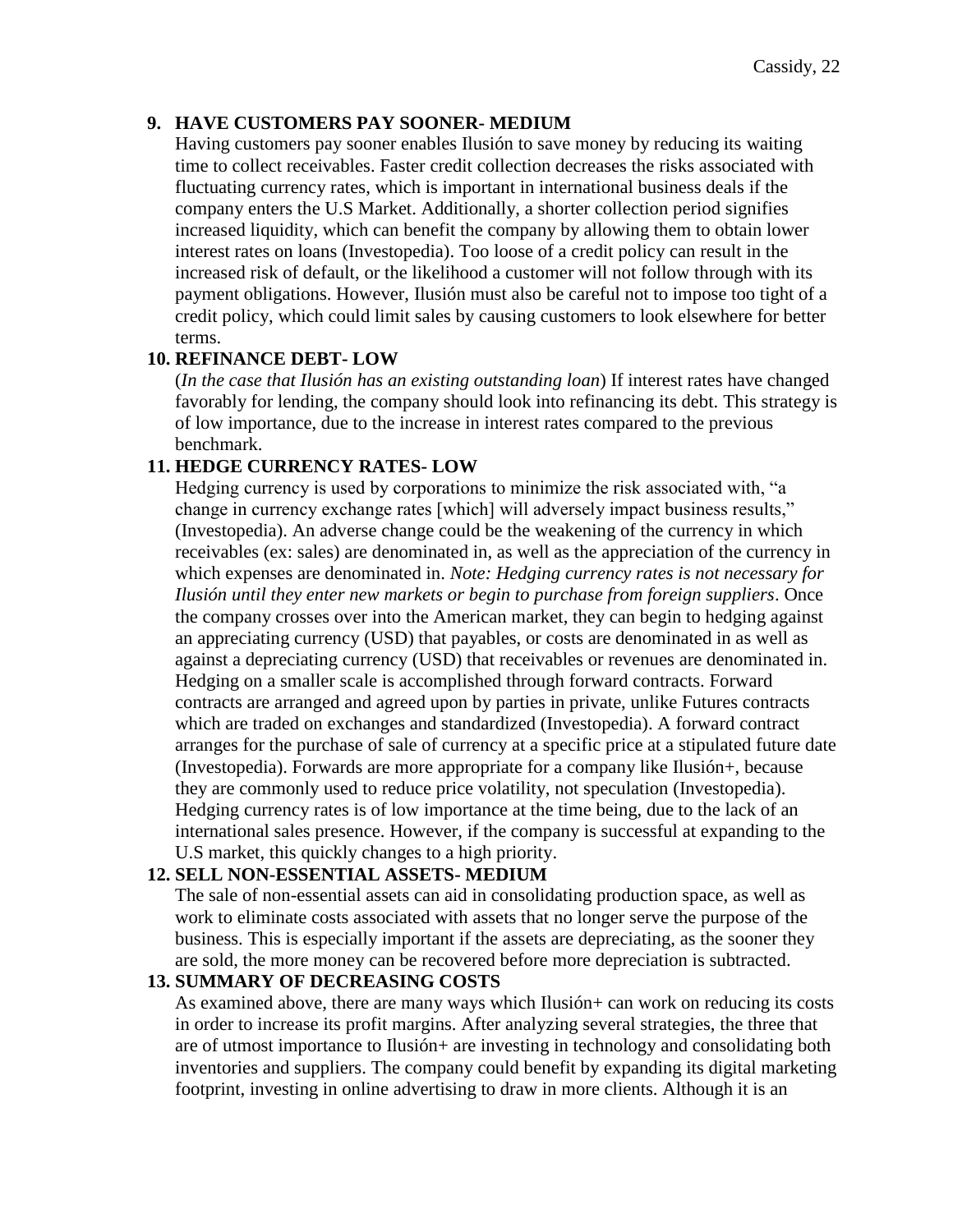### 9. HAVE CUSTOMERS PAY SOONER- MEDIUM

Having customers pay sooner enables Ilusión to save money by reducing its waiting time to collect receivables. Faster credit collection decreases the risks associated with fluctuating currency rates, which is important in international business deals if the company enters the U.S Market. Additionally, a shorter collection period signifies increased liquidity, which can benefit the company by allowing them to obtain lower interest rates on loans (Investopedia). Too loose of a credit policy can result in the increased risk of default, or the likelihood a customer will not follow through with its payment obligations. However, Ilusión must also be careful not to impose too tight of a credit policy, which could limit sales by causing customers to look elsewhere for better terms.

### 10. REFINANCE DEBT- LOW

(*In the case that Ilusión has an existing outstanding loan*) If interest rates have changed favorably for lending, the company should look into refinancing its debt. This strategy is of low importance, due to the increase in interest rates compared to the previous benchmark.

### 11. HEDGE CURRENCY RATES- LOW

Hedging currency is used by corporations to minimize the risk associated with, "a change in currency exchange rates [which] will adversely impact business results," (Investopedia). An adverse change could be the weakening of the currency in which receivables (ex: sales) are denominated in, as well as the appreciation of the currency in which expenses are denominated in. *Note: Hedging currency rates is not necessary for Ilusión until they enter new markets or begin to purchase from foreign suppliers*. Once the company crosses over into the American market, they can begin to hedging against an appreciating currency (USD) that payables, or costs are denominated in as well as against a depreciating currency (USD) that receivables or revenues are denominated in. Hedging on a smaller scale is accomplished through forward contracts. Forward contracts are arranged and agreed upon by parties in private, unlike Futures contracts which are traded on exchanges and standardized (Investopedia). A forward contract arranges for the purchase of sale of currency at a specific price at a stipulated future date (Investopedia). Forwards are more appropriate for a company like Ilusión+, because they are commonly used to reduce price volatility, not speculation (Investopedia). Hedging currency rates is of low importance at the time being, due to the lack of an international sales presence. However, if the company is successful at expanding to the U.S market, this quickly changes to a high priority.

### 12. SELL NON-ESSENTIAL ASSETS- MEDIUM

The sale of non-essential assets can aid in consolidating production space, as well as work to eliminate costs associated with assets that no longer serve the purpose of the business. This is especially important if the assets are depreciating, as the sooner they are sold, the more money can be recovered before more depreciation is subtracted.

### 13. SUMMARY OF DECREASING COSTS

As examined above, there are many ways which Ilusión+ can work on reducing its costs in order to increase its profit margins. After analyzing several strategies, the three that are of utmost importance to Ilusión+ are investing in technology and consolidating both inventories and suppliers. The company could benefit by expanding its digital marketing footprint, investing in online advertising to draw in more clients. Although it is an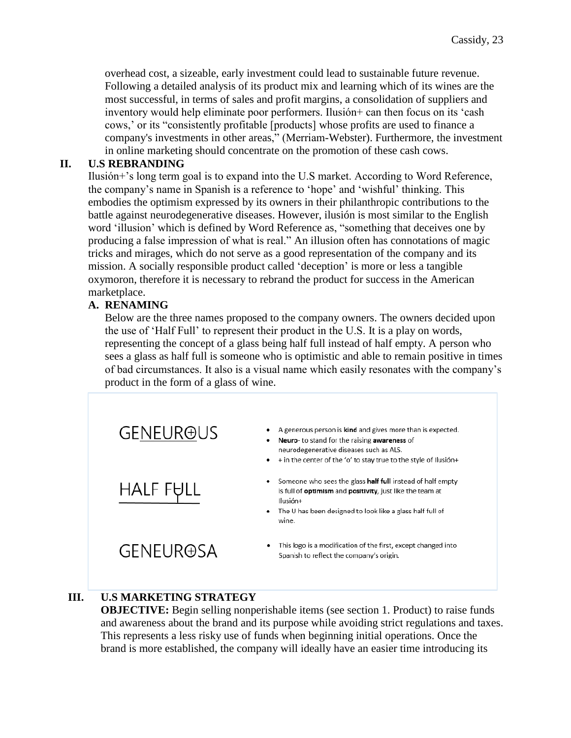overhead cost, a sizeable, early investment could lead to sustainable future revenue. Following a detailed analysis of its product mix and learning which of its wines are the most successful, in terms of sales and profit margins, a consolidation of suppliers and inventory would help eliminate poor performers. Ilusión+ can then focus on its 'cash cows,' or its "consistently profitable [products] whose profits are used to finance a company's investments in other areas," (Merriam-Webster). Furthermore, the investment in online marketing should concentrate on the promotion of these cash cows.

## II. U.S REBRANDING

Ilusión+'s long term goal is to expand into the U.S market. According to Word Reference, the company's name in Spanish is a reference to 'hope' and 'wishful' thinking. This embodies the optimism expressed by its owners in their philanthropic contributions to the battle against neurodegenerative diseases. However, ilusión is most similar to the English word 'illusion' which is defined by Word Reference as, "something that deceives one by producing a false impression of what is real." An illusion often has connotations of magic tricks and mirages, which do not serve as a good representation of the company and its mission. A socially responsible product called 'deception' is more or less a tangible oxymoron, therefore it is necessary to rebrand the product for success in the American marketplace.

### A. RENAMING

Below are the three names proposed to the company owners. The owners decided upon the use of 'Half Full' to represent their product in the U.S. It is a play on words, representing the concept of a glass being half full instead of half empty. A person who sees a glass as half full is someone who is optimistic and able to remain positive in times of bad circumstances. It also is a visual name which easily resonates with the company's product in the form of a glass of wine.

| Name | Description |
| --- | --- |
| GENEUR⊕US | • A generous person is **kind** and gives more than is expected.<br>• **Neuro**- to stand for the raising **awareness** of neurodegenerative diseases such as ALS.<br>• + in the center of the 'o' to stay true to the style of Ilusión+ |
| HALF FULL | • Someone who sees the glass **half full** instead of half empty is full of **optimism** and **positivity**, just like the team at Ilusión+<br>• The U has been designed to look like a glass half full of wine. |
| GENEUR⊕SA | • This logo is a modification of the first, except changed into Spanish to reflect the company's origin. |

## III. U.S MARKETING STRATEGY

**OBJECTIVE:** Begin selling nonperishable items (see section 1. Product) to raise funds and awareness about the brand and its purpose while avoiding strict regulations and taxes. This represents a less risky use of funds when beginning initial operations. Once the brand is more established, the company will ideally have an easier time introducing its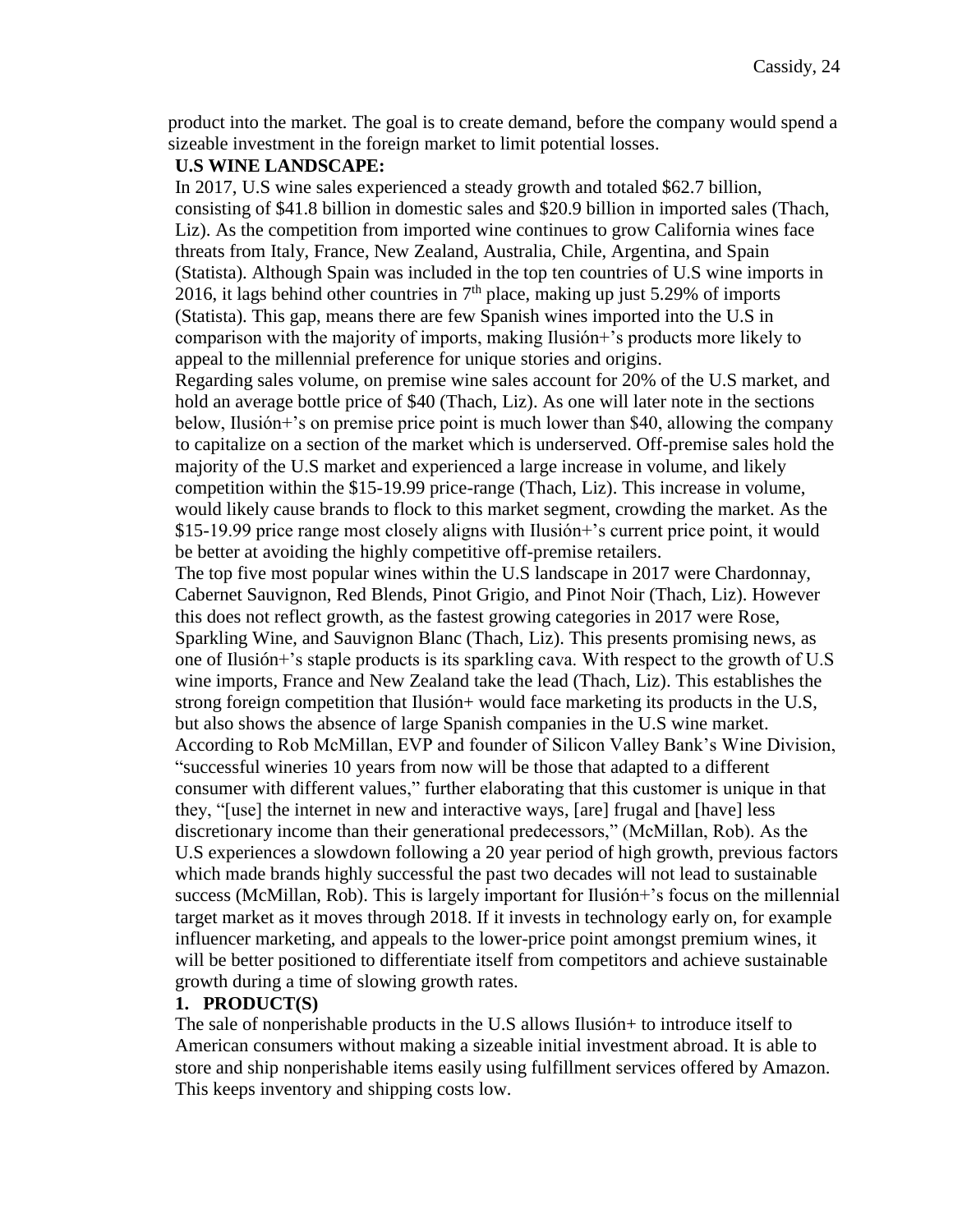product into the market. The goal is to create demand, before the company would spend a sizeable investment in the foreign market to limit potential losses.

**U.S WINE LANDSCAPE:**

In 2017, U.S wine sales experienced a steady growth and totaled $62.7 billion, consisting of $41.8 billion in domestic sales and $20.9 billion in imported sales (Thach, Liz). As the competition from imported wine continues to grow California wines face threats from Italy, France, New Zealand, Australia, Chile, Argentina, and Spain (Statista). Although Spain was included in the top ten countries of U.S wine imports in 2016, it lags behind other countries in 7th place, making up just 5.29% of imports (Statista). This gap, means there are few Spanish wines imported into the U.S in comparison with the majority of imports, making Ilusión+'s products more likely to appeal to the millennial preference for unique stories and origins.

Regarding sales volume, on premise wine sales account for 20% of the U.S market, and hold an average bottle price of $40 (Thach, Liz). As one will later note in the sections below, Ilusión+'s on premise price point is much lower than $40, allowing the company to capitalize on a section of the market which is underserved. Off-premise sales hold the majority of the U.S market and experienced a large increase in volume, and likely competition within the $15-19.99 price-range (Thach, Liz). This increase in volume, would likely cause brands to flock to this market segment, crowding the market. As the $15-19.99 price range most closely aligns with Ilusión+'s current price point, it would be better at avoiding the highly competitive off-premise retailers.

The top five most popular wines within the U.S landscape in 2017 were Chardonnay, Cabernet Sauvignon, Red Blends, Pinot Grigio, and Pinot Noir (Thach, Liz). However this does not reflect growth, as the fastest growing categories in 2017 were Rose, Sparkling Wine, and Sauvignon Blanc (Thach, Liz). This presents promising news, as one of Ilusión+'s staple products is its sparkling cava. With respect to the growth of U.S wine imports, France and New Zealand take the lead (Thach, Liz). This establishes the strong foreign competition that Ilusión+ would face marketing its products in the U.S, but also shows the absence of large Spanish companies in the U.S wine market.

According to Rob McMillan, EVP and founder of Silicon Valley Bank's Wine Division, "successful wineries 10 years from now will be those that adapted to a different consumer with different values," further elaborating that this customer is unique in that they, "[use] the internet in new and interactive ways, [are] frugal and [have] less discretionary income than their generational predecessors," (McMillan, Rob). As the U.S experiences a slowdown following a 20 year period of high growth, previous factors which made brands highly successful the past two decades will not lead to sustainable success (McMillan, Rob). This is largely important for Ilusión+'s focus on the millennial target market as it moves through 2018. If it invests in technology early on, for example influencer marketing, and appeals to the lower-price point amongst premium wines, it will be better positioned to differentiate itself from competitors and achieve sustainable growth during a time of slowing growth rates.

**1. PRODUCT(S)**

The sale of nonperishable products in the U.S allows Ilusión+ to introduce itself to American consumers without making a sizeable initial investment abroad. It is able to store and ship nonperishable items easily using fulfillment services offered by Amazon. This keeps inventory and shipping costs low.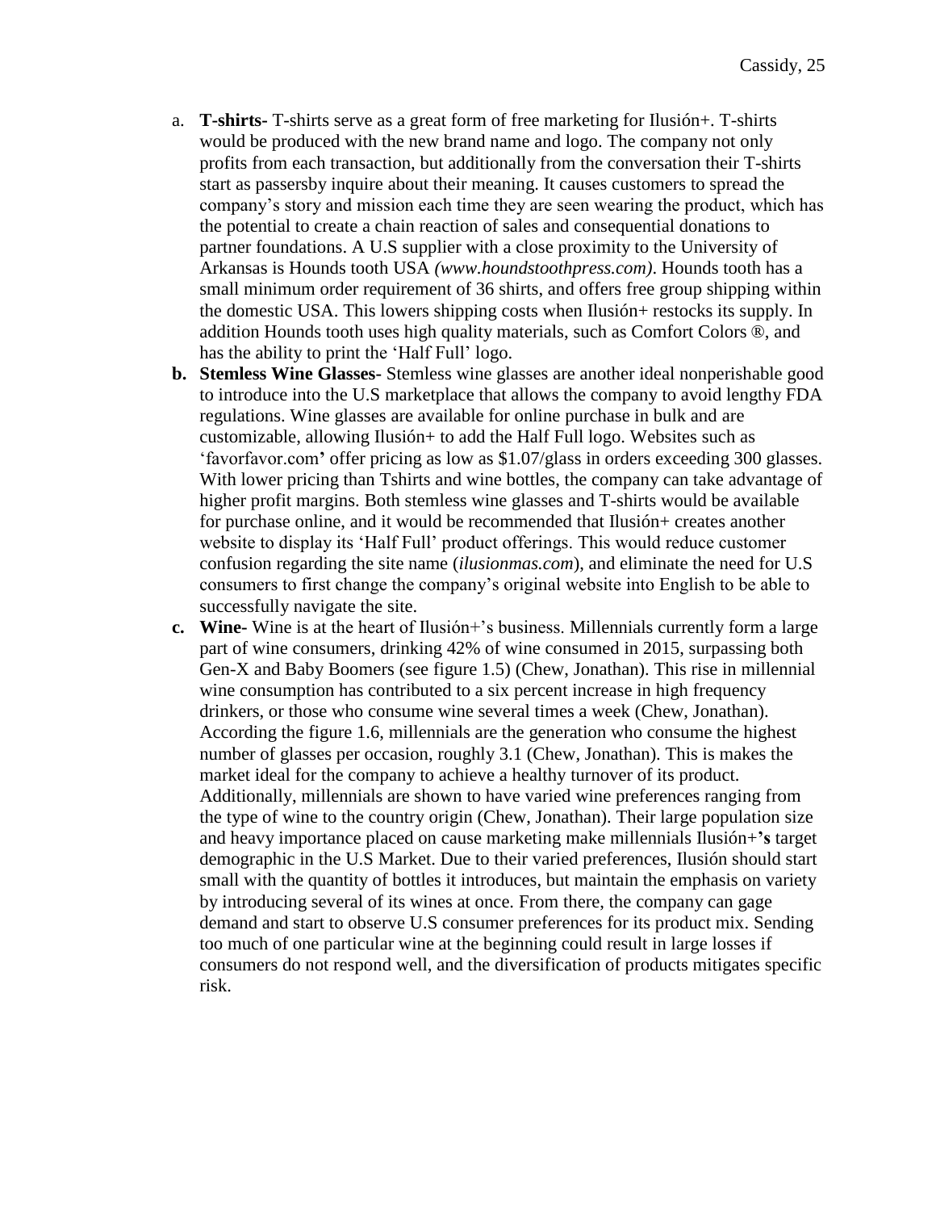a. **T-shirts-** T-shirts serve as a great form of free marketing for Ilusión+. T-shirts would be produced with the new brand name and logo. The company not only profits from each transaction, but additionally from the conversation their T-shirts start as passersby inquire about their meaning. It causes customers to spread the company's story and mission each time they are seen wearing the product, which has the potential to create a chain reaction of sales and consequential donations to partner foundations. A U.S supplier with a close proximity to the University of Arkansas is Hounds tooth USA *(www.houndstoothpress.com)*. Hounds tooth has a small minimum order requirement of 36 shirts, and offers free group shipping within the domestic USA. This lowers shipping costs when Ilusión+ restocks its supply. In addition Hounds tooth uses high quality materials, such as Comfort Colors ®, and has the ability to print the 'Half Full' logo.

**b. Stemless Wine Glasses-** Stemless wine glasses are another ideal nonperishable good to introduce into the U.S marketplace that allows the company to avoid lengthy FDA regulations. Wine glasses are available for online purchase in bulk and are customizable, allowing Ilusión+ to add the Half Full logo. Websites such as 'favorfavor.com**'** offer pricing as low as $1.07/glass in orders exceeding 300 glasses. With lower pricing than Tshirts and wine bottles, the company can take advantage of higher profit margins. Both stemless wine glasses and T-shirts would be available for purchase online, and it would be recommended that Ilusión+ creates another website to display its 'Half Full' product offerings. This would reduce customer confusion regarding the site name (*ilusionmas.com*), and eliminate the need for U.S consumers to first change the company's original website into English to be able to successfully navigate the site.

**c. Wine-** Wine is at the heart of Ilusión+'s business. Millennials currently form a large part of wine consumers, drinking 42% of wine consumed in 2015, surpassing both Gen-X and Baby Boomers (see figure 1.5) (Chew, Jonathan). This rise in millennial wine consumption has contributed to a six percent increase in high frequency drinkers, or those who consume wine several times a week (Chew, Jonathan). According the figure 1.6, millennials are the generation who consume the highest number of glasses per occasion, roughly 3.1 (Chew, Jonathan). This is makes the market ideal for the company to achieve a healthy turnover of its product. Additionally, millennials are shown to have varied wine preferences ranging from the type of wine to the country origin (Chew, Jonathan). Their large population size and heavy importance placed on cause marketing make millennials Ilusión+**'s** target demographic in the U.S Market. Due to their varied preferences, Ilusión should start small with the quantity of bottles it introduces, but maintain the emphasis on variety by introducing several of its wines at once. From there, the company can gage demand and start to observe U.S consumer preferences for its product mix. Sending too much of one particular wine at the beginning could result in large losses if consumers do not respond well, and the diversification of products mitigates specific risk.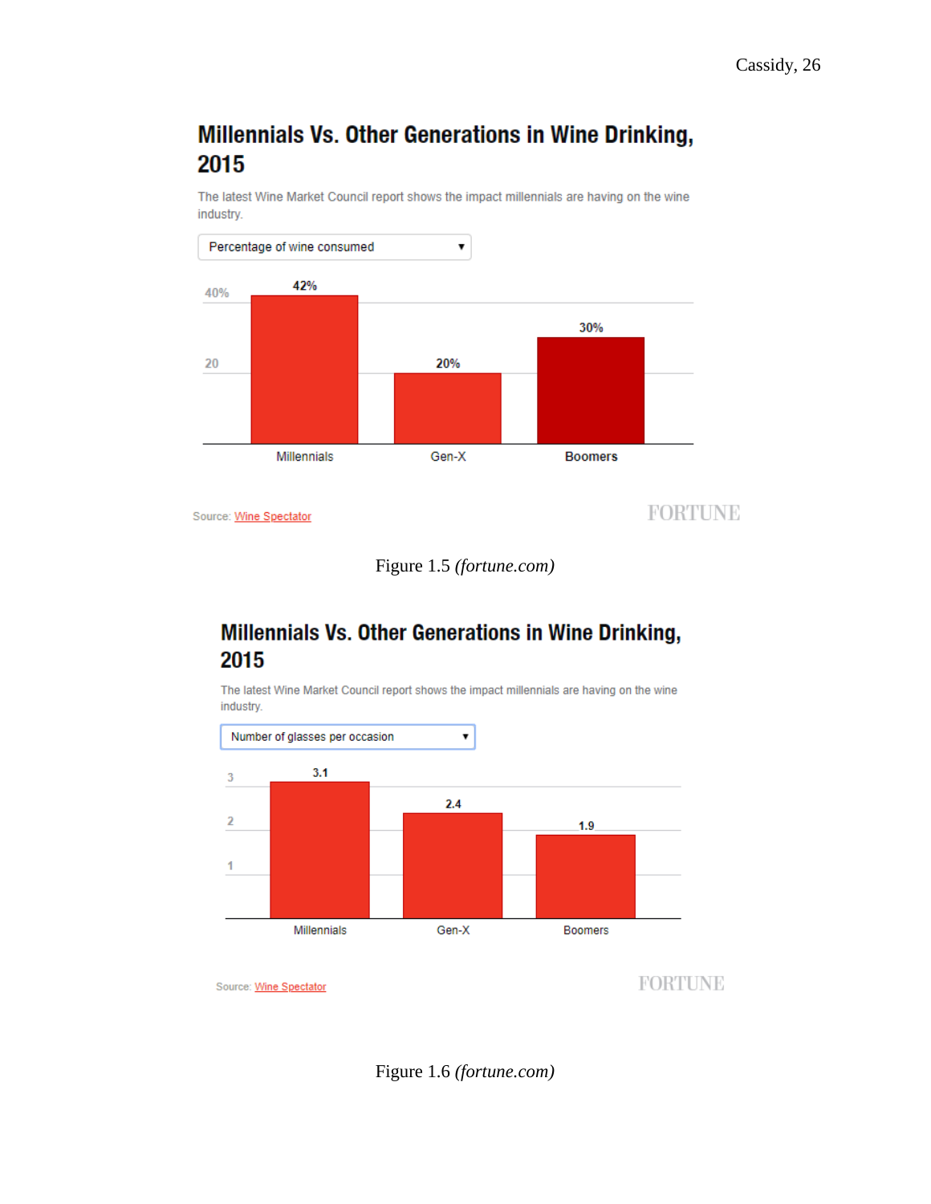## Millennials Vs. Other Generations in Wine Drinking, 2015

The latest Wine Market Council report shows the impact millennials are having on the wine industry.

Percentage of wine consumed

| | Millennials | Gen-X | Boomers |
|---|---|---|---|
| Percentage of wine consumed | 42% | 20% | 30% |

Source: Wine Spectator

FORTUNE

Figure 1.5 *(fortune.com)*

## Millennials Vs. Other Generations in Wine Drinking, 2015

The latest Wine Market Council report shows the impact millennials are having on the wine industry.

Number of glasses per occasion

| | Millennials | Gen-X | Boomers |
|---|---|---|---|
| Number of glasses per occasion | 3.1 | 2.4 | 1.9 |

Source: Wine Spectator

FORTUNE

Figure 1.6 *(fortune.com)*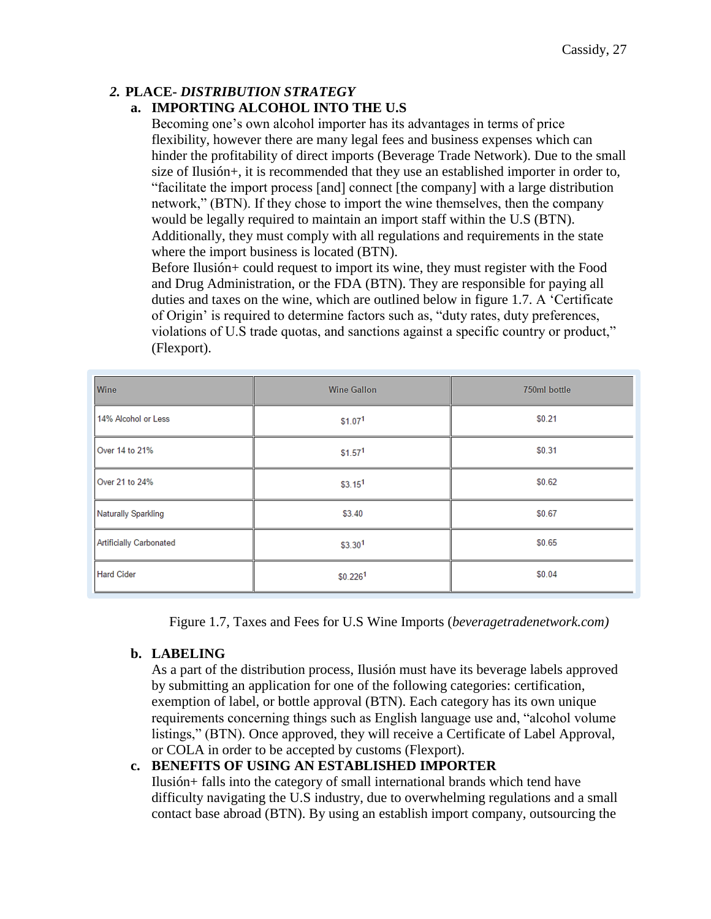## 2. PLACE- *DISTRIBUTION STRATEGY*

### a. IMPORTING ALCOHOL INTO THE U.S

Becoming one's own alcohol importer has its advantages in terms of price flexibility, however there are many legal fees and business expenses which can hinder the profitability of direct imports (Beverage Trade Network). Due to the small size of Ilusión+, it is recommended that they use an established importer in order to, "facilitate the import process [and] connect [the company] with a large distribution network," (BTN). If they chose to import the wine themselves, then the company would be legally required to maintain an import staff within the U.S (BTN). Additionally, they must comply with all regulations and requirements in the state where the import business is located (BTN).

Before Ilusión+ could request to import its wine, they must register with the Food and Drug Administration, or the FDA (BTN). They are responsible for paying all duties and taxes on the wine, which are outlined below in figure 1.7. A 'Certificate of Origin' is required to determine factors such as, "duty rates, duty preferences, violations of U.S trade quotas, and sanctions against a specific country or product," (Flexport).

| Wine | Wine Gallon | 750ml bottle |
|---|---|---|
| 14% Alcohol or Less | $1.07[1] | $0.21 |
| Over 14 to 21% | $1.57[1] | $0.31 |
| Over 21 to 24% | $3.15[1] | $0.62 |
| Naturally Sparkling | $3.40 | $0.67 |
| Artificially Carbonated | $3.30[1] | $0.65 |
| Hard Cider | $0.226[1] | $0.04 |

Figure 1.7, Taxes and Fees for U.S Wine Imports (*beveragetradenetwork.com)*

### b. LABELING

As a part of the distribution process, Ilusión must have its beverage labels approved by submitting an application for one of the following categories: certification, exemption of label, or bottle approval (BTN). Each category has its own unique requirements concerning things such as English language use and, "alcohol volume listings," (BTN). Once approved, they will receive a Certificate of Label Approval, or COLA in order to be accepted by customs (Flexport).

### c. BENEFITS OF USING AN ESTABLISHED IMPORTER

Ilusión+ falls into the category of small international brands which tend have difficulty navigating the U.S industry, due to overwhelming regulations and a small contact base abroad (BTN). By using an establish import company, outsourcing the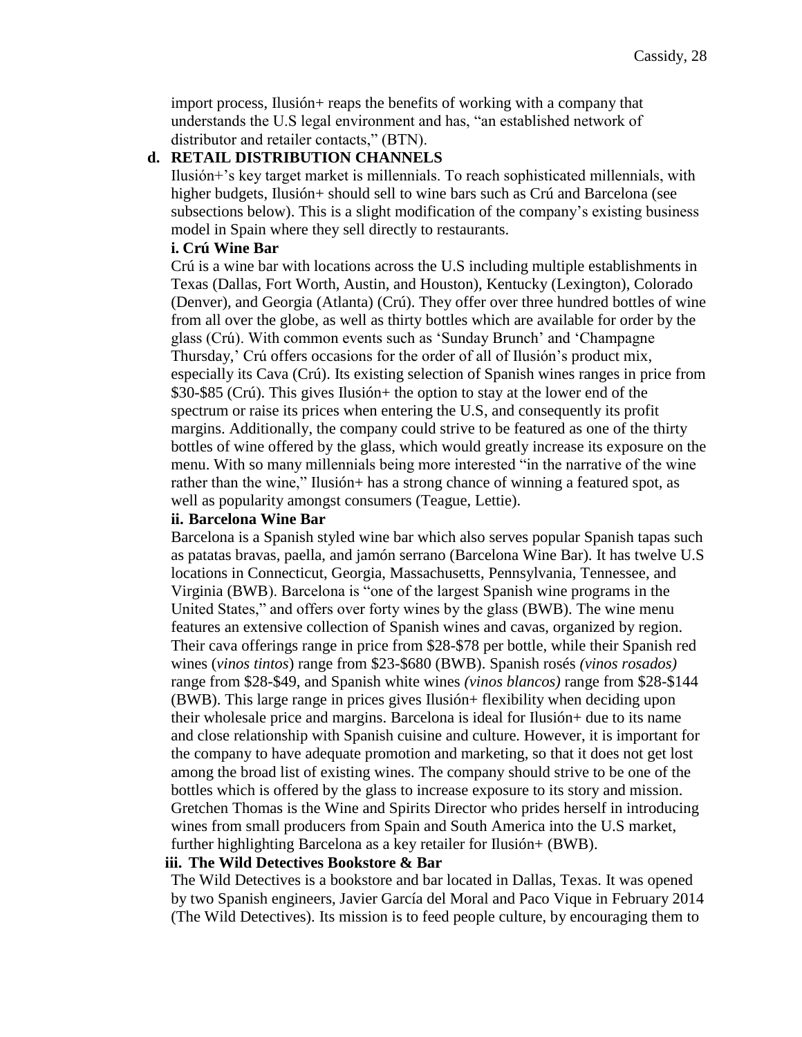import process, Ilusión+ reaps the benefits of working with a company that understands the U.S legal environment and has, "an established network of distributor and retailer contacts," (BTN).

**d. RETAIL DISTRIBUTION CHANNELS**

Ilusión+'s key target market is millennials. To reach sophisticated millennials, with higher budgets, Ilusión+ should sell to wine bars such as Crú and Barcelona (see subsections below). This is a slight modification of the company's existing business model in Spain where they sell directly to restaurants.

**i. Crú Wine Bar**

Crú is a wine bar with locations across the U.S including multiple establishments in Texas (Dallas, Fort Worth, Austin, and Houston), Kentucky (Lexington), Colorado (Denver), and Georgia (Atlanta) (Crú). They offer over three hundred bottles of wine from all over the globe, as well as thirty bottles which are available for order by the glass (Crú). With common events such as 'Sunday Brunch' and 'Champagne Thursday,' Crú offers occasions for the order of all of Ilusión's product mix, especially its Cava (Crú). Its existing selection of Spanish wines ranges in price from $30-$85 (Crú). This gives Ilusión+ the option to stay at the lower end of the spectrum or raise its prices when entering the U.S, and consequently its profit margins. Additionally, the company could strive to be featured as one of the thirty bottles of wine offered by the glass, which would greatly increase its exposure on the menu. With so many millennials being more interested "in the narrative of the wine rather than the wine," Ilusión+ has a strong chance of winning a featured spot, as well as popularity amongst consumers (Teague, Lettie).

**ii. Barcelona Wine Bar**

Barcelona is a Spanish styled wine bar which also serves popular Spanish tapas such as patatas bravas, paella, and jamón serrano (Barcelona Wine Bar). It has twelve U.S locations in Connecticut, Georgia, Massachusetts, Pennsylvania, Tennessee, and Virginia (BWB). Barcelona is "one of the largest Spanish wine programs in the United States," and offers over forty wines by the glass (BWB). The wine menu features an extensive collection of Spanish wines and cavas, organized by region. Their cava offerings range in price from $28-$78 per bottle, while their Spanish red wines (*vinos tintos*) range from $23-$680 (BWB). Spanish rosés *(vinos rosados)* range from $28-$49, and Spanish white wines *(vinos blancos)* range from $28-$144 (BWB). This large range in prices gives Ilusión+ flexibility when deciding upon their wholesale price and margins. Barcelona is ideal for Ilusión+ due to its name and close relationship with Spanish cuisine and culture. However, it is important for the company to have adequate promotion and marketing, so that it does not get lost among the broad list of existing wines. The company should strive to be one of the bottles which is offered by the glass to increase exposure to its story and mission. Gretchen Thomas is the Wine and Spirits Director who prides herself in introducing wines from small producers from Spain and South America into the U.S market, further highlighting Barcelona as a key retailer for Ilusión+ (BWB).

**iii. The Wild Detectives Bookstore & Bar**

The Wild Detectives is a bookstore and bar located in Dallas, Texas. It was opened by two Spanish engineers, Javier García del Moral and Paco Vique in February 2014 (The Wild Detectives). Its mission is to feed people culture, by encouraging them to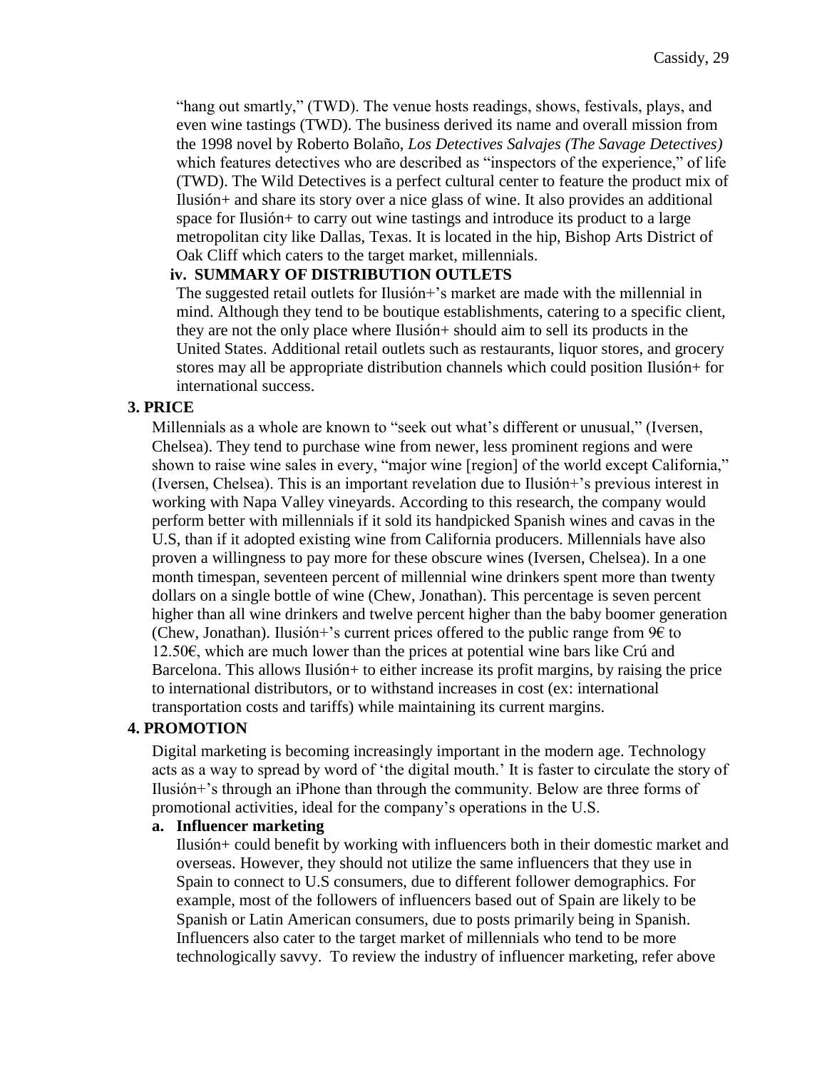"hang out smartly," (TWD). The venue hosts readings, shows, festivals, plays, and even wine tastings (TWD). The business derived its name and overall mission from the 1998 novel by Roberto Bolaño, *Los Detectives Salvajes (The Savage Detectives)* which features detectives who are described as "inspectors of the experience," of life (TWD). The Wild Detectives is a perfect cultural center to feature the product mix of Ilusión+ and share its story over a nice glass of wine. It also provides an additional space for Ilusión+ to carry out wine tastings and introduce its product to a large metropolitan city like Dallas, Texas. It is located in the hip, Bishop Arts District of Oak Cliff which caters to the target market, millennials.

#### iv. SUMMARY OF DISTRIBUTION OUTLETS

The suggested retail outlets for Ilusión+'s market are made with the millennial in mind. Although they tend to be boutique establishments, catering to a specific client, they are not the only place where Ilusión+ should aim to sell its products in the United States. Additional retail outlets such as restaurants, liquor stores, and grocery stores may all be appropriate distribution channels which could position Ilusión+ for international success.

### 3. PRICE

Millennials as a whole are known to "seek out what's different or unusual," (Iversen, Chelsea). They tend to purchase wine from newer, less prominent regions and were shown to raise wine sales in every, "major wine [region] of the world except California," (Iversen, Chelsea). This is an important revelation due to Ilusión+'s previous interest in working with Napa Valley vineyards. According to this research, the company would perform better with millennials if it sold its handpicked Spanish wines and cavas in the U.S, than if it adopted existing wine from California producers. Millennials have also proven a willingness to pay more for these obscure wines (Iversen, Chelsea). In a one month timespan, seventeen percent of millennial wine drinkers spent more than twenty dollars on a single bottle of wine (Chew, Jonathan). This percentage is seven percent higher than all wine drinkers and twelve percent higher than the baby boomer generation (Chew, Jonathan). Ilusión+'s current prices offered to the public range from 9€ to 12.50€, which are much lower than the prices at potential wine bars like Crú and Barcelona. This allows Ilusión+ to either increase its profit margins, by raising the price to international distributors, or to withstand increases in cost (ex: international transportation costs and tariffs) while maintaining its current margins.

### 4. PROMOTION

Digital marketing is becoming increasingly important in the modern age. Technology acts as a way to spread by word of 'the digital mouth.' It is faster to circulate the story of Ilusión+'s through an iPhone than through the community. Below are three forms of promotional activities, ideal for the company's operations in the U.S.

#### a. Influencer marketing

Ilusión+ could benefit by working with influencers both in their domestic market and overseas. However, they should not utilize the same influencers that they use in Spain to connect to U.S consumers, due to different follower demographics. For example, most of the followers of influencers based out of Spain are likely to be Spanish or Latin American consumers, due to posts primarily being in Spanish. Influencers also cater to the target market of millennials who tend to be more technologically savvy. To review the industry of influencer marketing, refer above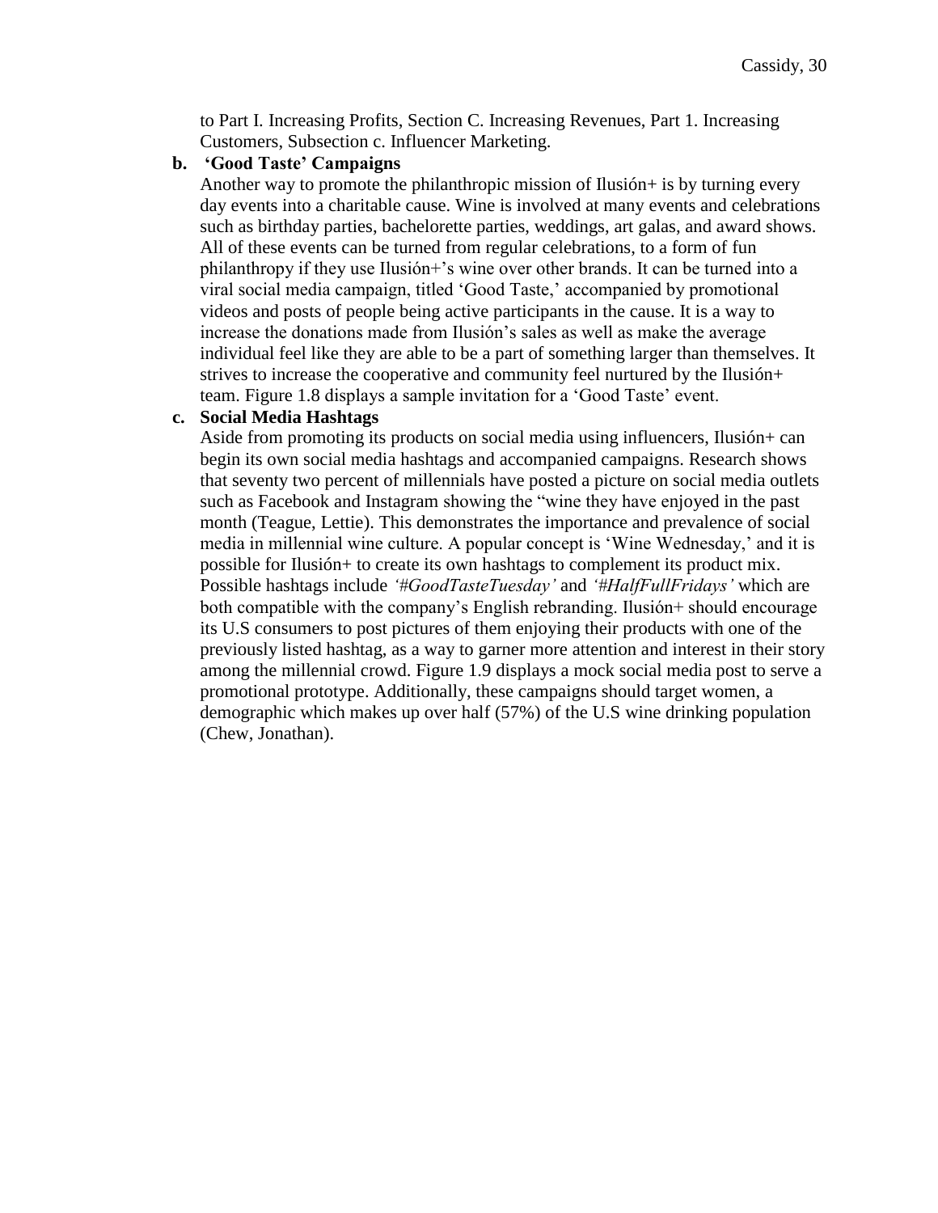to Part I. Increasing Profits, Section C. Increasing Revenues, Part 1. Increasing Customers, Subsection c. Influencer Marketing.

**b. 'Good Taste' Campaigns**

Another way to promote the philanthropic mission of Ilusión+ is by turning every day events into a charitable cause. Wine is involved at many events and celebrations such as birthday parties, bachelorette parties, weddings, art galas, and award shows. All of these events can be turned from regular celebrations, to a form of fun philanthropy if they use Ilusión+'s wine over other brands. It can be turned into a viral social media campaign, titled 'Good Taste,' accompanied by promotional videos and posts of people being active participants in the cause. It is a way to increase the donations made from Ilusión's sales as well as make the average individual feel like they are able to be a part of something larger than themselves. It strives to increase the cooperative and community feel nurtured by the Ilusión+ team. Figure 1.8 displays a sample invitation for a 'Good Taste' event.

**c. Social Media Hashtags**

Aside from promoting its products on social media using influencers, Ilusión+ can begin its own social media hashtags and accompanied campaigns. Research shows that seventy two percent of millennials have posted a picture on social media outlets such as Facebook and Instagram showing the "wine they have enjoyed in the past month (Teague, Lettie). This demonstrates the importance and prevalence of social media in millennial wine culture. A popular concept is 'Wine Wednesday,' and it is possible for Ilusión+ to create its own hashtags to complement its product mix. Possible hashtags include *'#GoodTasteTuesday'* and *'#HalfFullFridays'* which are both compatible with the company's English rebranding. Ilusión+ should encourage its U.S consumers to post pictures of them enjoying their products with one of the previously listed hashtag, as a way to garner more attention and interest in their story among the millennial crowd. Figure 1.9 displays a mock social media post to serve a promotional prototype. Additionally, these campaigns should target women, a demographic which makes up over half (57%) of the U.S wine drinking population (Chew, Jonathan).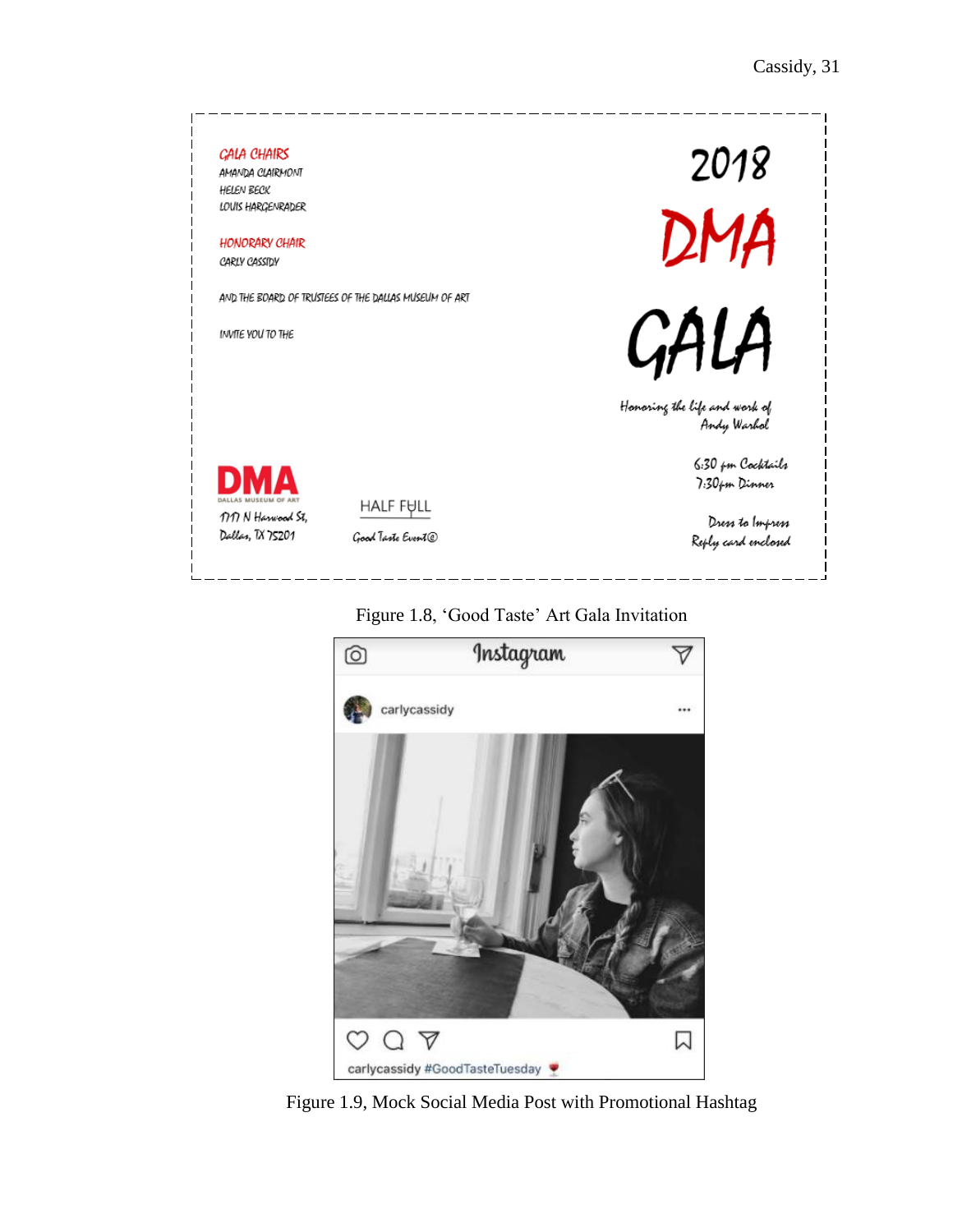GALA CHAIRS
AMANDA CLAIRMONT
HELEN BECK
LOUIS HARGENRADER

HONORARY CHAIR
CARLY CASSIDY

AND THE BOARD OF TRUSTEES OF THE DALLAS MUSEUM OF ART

INVITE YOU TO THE

2018

DMA

GALA

Honoring the life and work of
Andy Warhol

6:30 pm Cocktails
7:30pm Dinner

Dress to Impress
Reply card enclosed

DMA
DALLAS MUSEUM OF ART
1717 N Harwood St,
Dallas, TX 75201

HALF FULL
Good Taste Event©

Figure 1.8, 'Good Taste' Art Gala Invitation

Instagram

carlycassidy

carlycassidy #GoodTasteTuesday

Figure 1.9, Mock Social Media Post with Promotional Hashtag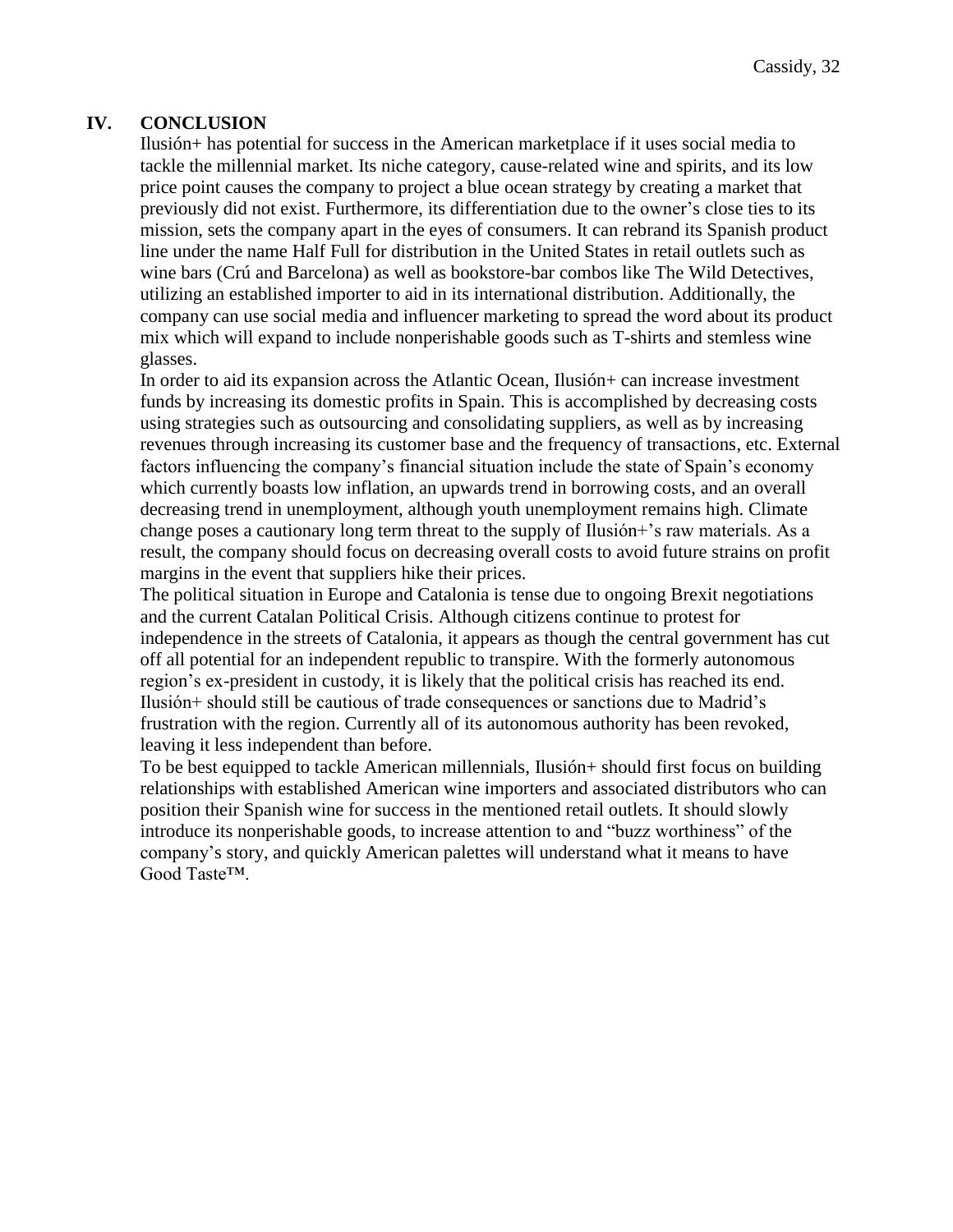## IV. CONCLUSION

Ilusión+ has potential for success in the American marketplace if it uses social media to tackle the millennial market. Its niche category, cause-related wine and spirits, and its low price point causes the company to project a blue ocean strategy by creating a market that previously did not exist. Furthermore, its differentiation due to the owner's close ties to its mission, sets the company apart in the eyes of consumers. It can rebrand its Spanish product line under the name Half Full for distribution in the United States in retail outlets such as wine bars (Crú and Barcelona) as well as bookstore-bar combos like The Wild Detectives, utilizing an established importer to aid in its international distribution. Additionally, the company can use social media and influencer marketing to spread the word about its product mix which will expand to include nonperishable goods such as T-shirts and stemless wine glasses.

In order to aid its expansion across the Atlantic Ocean, Ilusión+ can increase investment funds by increasing its domestic profits in Spain. This is accomplished by decreasing costs using strategies such as outsourcing and consolidating suppliers, as well as by increasing revenues through increasing its customer base and the frequency of transactions, etc. External factors influencing the company's financial situation include the state of Spain's economy which currently boasts low inflation, an upwards trend in borrowing costs, and an overall decreasing trend in unemployment, although youth unemployment remains high. Climate change poses a cautionary long term threat to the supply of Ilusión+'s raw materials. As a result, the company should focus on decreasing overall costs to avoid future strains on profit margins in the event that suppliers hike their prices.

The political situation in Europe and Catalonia is tense due to ongoing Brexit negotiations and the current Catalan Political Crisis. Although citizens continue to protest for independence in the streets of Catalonia, it appears as though the central government has cut off all potential for an independent republic to transpire. With the formerly autonomous region's ex-president in custody, it is likely that the political crisis has reached its end. Ilusión+ should still be cautious of trade consequences or sanctions due to Madrid's frustration with the region. Currently all of its autonomous authority has been revoked, leaving it less independent than before.

To be best equipped to tackle American millennials, Ilusión+ should first focus on building relationships with established American wine importers and associated distributors who can position their Spanish wine for success in the mentioned retail outlets. It should slowly introduce its nonperishable goods, to increase attention to and "buzz worthiness" of the company's story, and quickly American palettes will understand what it means to have Good Taste™.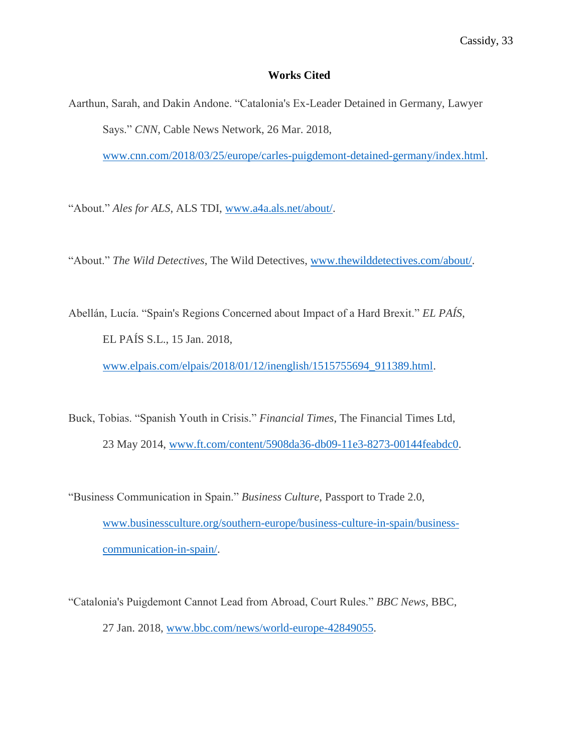# Works Cited

Aarthun, Sarah, and Dakin Andone. "Catalonia's Ex-Leader Detained in Germany, Lawyer Says." *CNN*, Cable News Network, 26 Mar. 2018, www.cnn.com/2018/03/25/europe/carles-puigdemont-detained-germany/index.html.

"About." *Ales for ALS*, ALS TDI, www.a4a.als.net/about/.

"About." *The Wild Detectives*, The Wild Detectives, www.thewilddetectives.com/about/.

Abellán, Lucía. "Spain's Regions Concerned about Impact of a Hard Brexit." *EL PAÍS*, EL PAÍS S.L., 15 Jan. 2018, www.elpais.com/elpais/2018/01/12/inenglish/1515755694_911389.html.

Buck, Tobias. "Spanish Youth in Crisis." *Financial Times*, The Financial Times Ltd, 23 May 2014, www.ft.com/content/5908da36-db09-11e3-8273-00144feabdc0.

"Business Communication in Spain." *Business Culture*, Passport to Trade 2.0, www.businessculture.org/southern-europe/business-culture-in-spain/business-communication-in-spain/.

"Catalonia's Puigdemont Cannot Lead from Abroad, Court Rules." *BBC News*, BBC, 27 Jan. 2018, www.bbc.com/news/world-europe-42849055.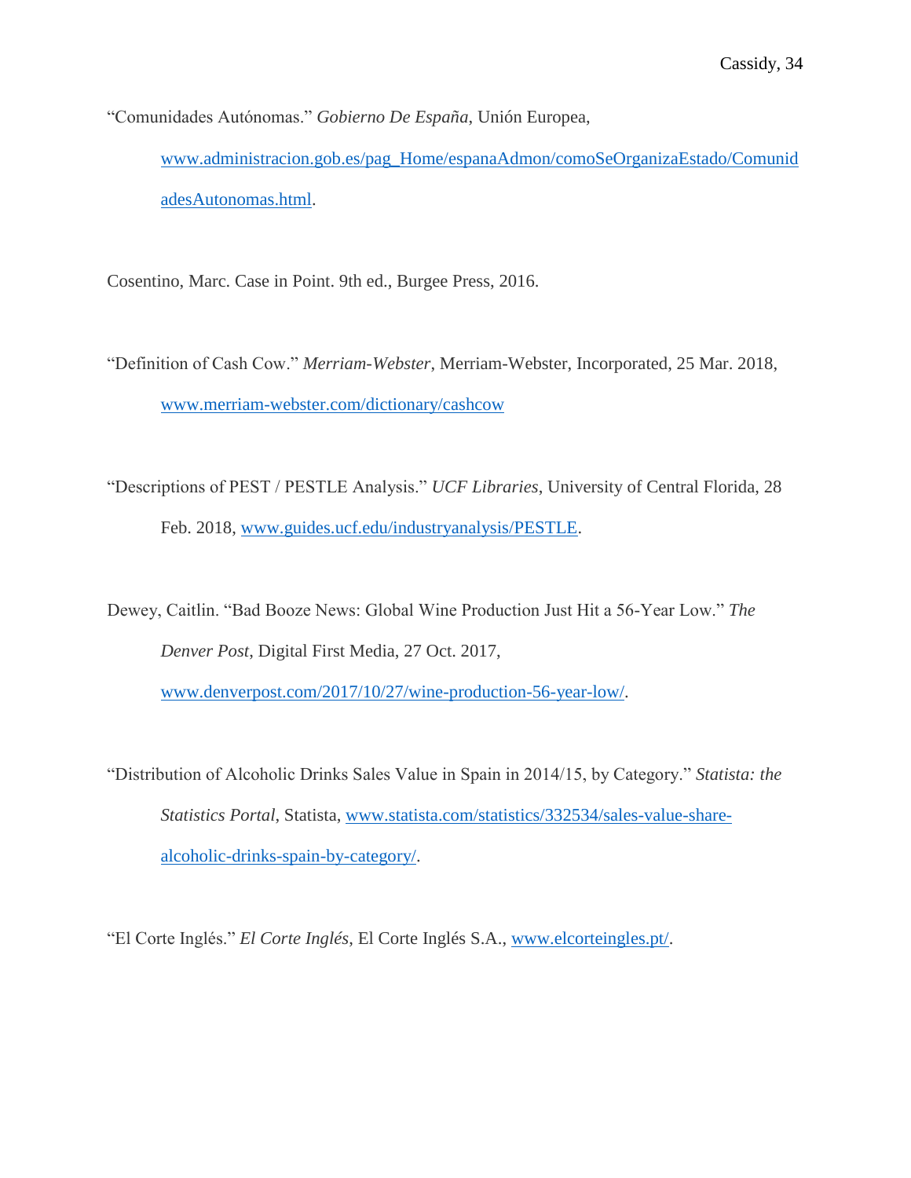“Comunidades Autónomas.” *Gobierno De España*, Unión Europea, www.administracion.gob.es/pag_Home/espanaAdmon/comoSeOrganizaEstado/ComunidadesAutonomas.html.

Cosentino, Marc. Case in Point. 9th ed., Burgee Press, 2016.

“Definition of Cash Cow.” *Merriam-Webster*, Merriam-Webster, Incorporated, 25 Mar. 2018, www.merriam-webster.com/dictionary/cashcow

“Descriptions of PEST / PESTLE Analysis.” *UCF Libraries*, University of Central Florida, 28 Feb. 2018, www.guides.ucf.edu/industryanalysis/PESTLE.

Dewey, Caitlin. “Bad Booze News: Global Wine Production Just Hit a 56-Year Low.” *The Denver Post*, Digital First Media, 27 Oct. 2017, www.denverpost.com/2017/10/27/wine-production-56-year-low/.

“Distribution of Alcoholic Drinks Sales Value in Spain in 2014/15, by Category.” *Statista: the Statistics Portal*, Statista, www.statista.com/statistics/332534/sales-value-share-alcoholic-drinks-spain-by-category/.

“El Corte Inglés.” *El Corte Inglés*, El Corte Inglés S.A., www.elcorteingles.pt/.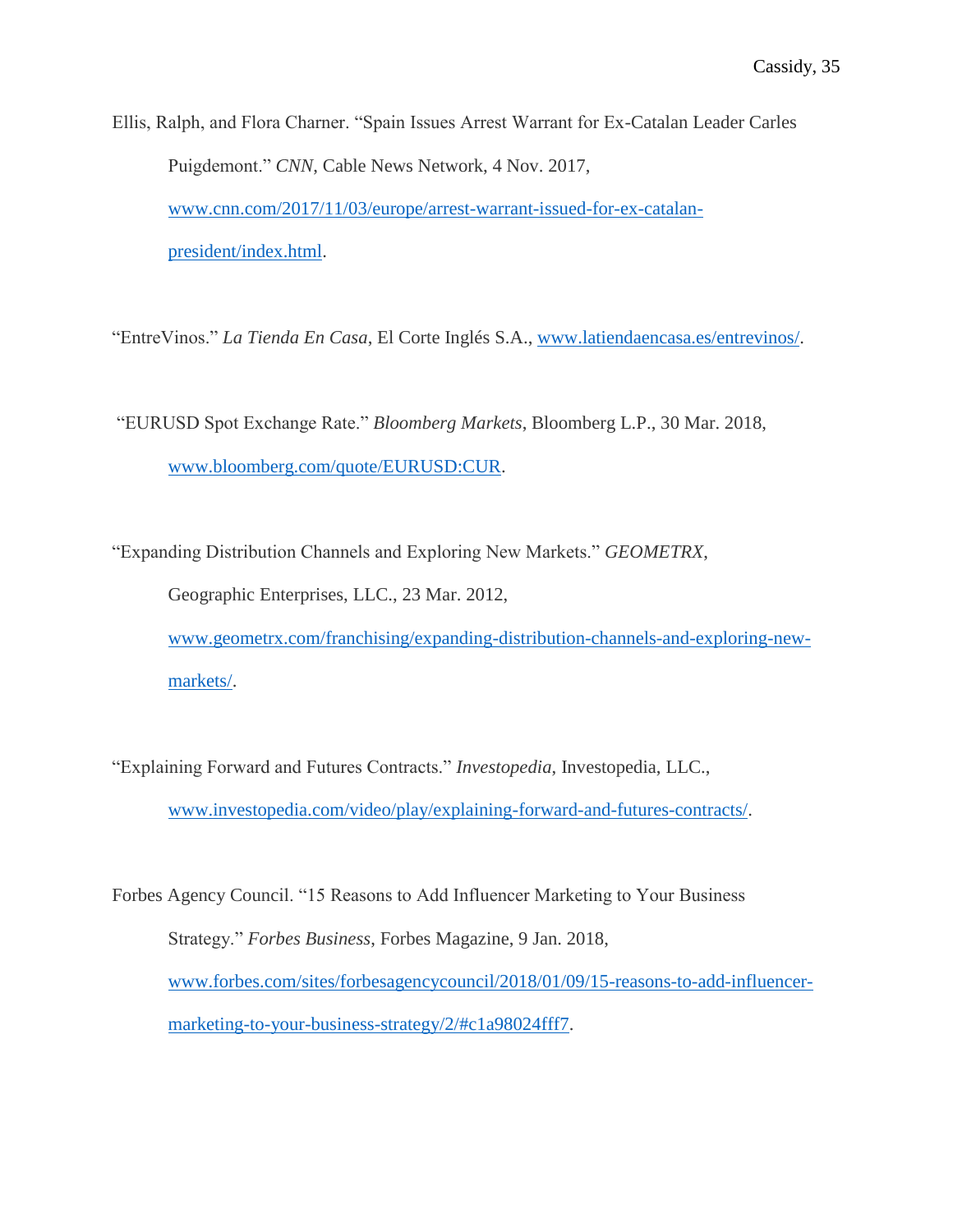Ellis, Ralph, and Flora Charner. "Spain Issues Arrest Warrant for Ex-Catalan Leader Carles Puigdemont." *CNN*, Cable News Network, 4 Nov. 2017, www.cnn.com/2017/11/03/europe/arrest-warrant-issued-for-ex-catalan-president/index.html.

"EntreVinos." *La Tienda En Casa*, El Corte Inglés S.A., www.latiendaencasa.es/entrevinos/.

"EURUSD Spot Exchange Rate." *Bloomberg Markets*, Bloomberg L.P., 30 Mar. 2018, www.bloomberg.com/quote/EURUSD:CUR.

"Expanding Distribution Channels and Exploring New Markets." *GEOMETRX*, Geographic Enterprises, LLC., 23 Mar. 2012, www.geometrx.com/franchising/expanding-distribution-channels-and-exploring-new-markets/.

"Explaining Forward and Futures Contracts." *Investopedia*, Investopedia, LLC., www.investopedia.com/video/play/explaining-forward-and-futures-contracts/.

Forbes Agency Council. "15 Reasons to Add Influencer Marketing to Your Business Strategy." *Forbes Business*, Forbes Magazine, 9 Jan. 2018, www.forbes.com/sites/forbesagencycouncil/2018/01/09/15-reasons-to-add-influencer-marketing-to-your-business-strategy/2/#c1a98024fff7.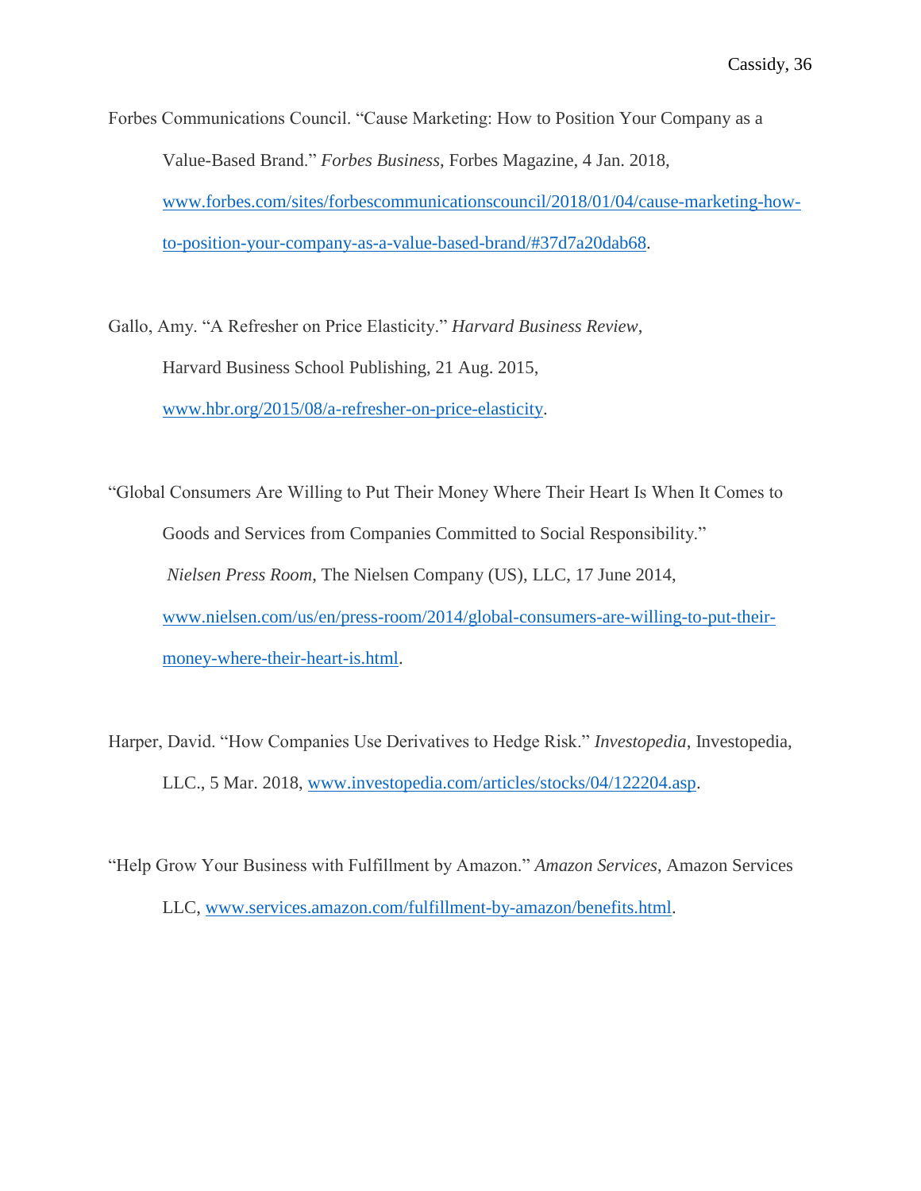Forbes Communications Council. “Cause Marketing: How to Position Your Company as a Value-Based Brand.” *Forbes Business*, Forbes Magazine, 4 Jan. 2018, www.forbes.com/sites/forbescommunicationscouncil/2018/01/04/cause-marketing-how-to-position-your-company-as-a-value-based-brand/#37d7a20dab68.

Gallo, Amy. “A Refresher on Price Elasticity.” *Harvard Business Review*, Harvard Business School Publishing, 21 Aug. 2015, www.hbr.org/2015/08/a-refresher-on-price-elasticity.

“Global Consumers Are Willing to Put Their Money Where Their Heart Is When It Comes to Goods and Services from Companies Committed to Social Responsibility.” *Nielsen Press Room*, The Nielsen Company (US), LLC, 17 June 2014, www.nielsen.com/us/en/press-room/2014/global-consumers-are-willing-to-put-their-money-where-their-heart-is.html.

Harper, David. “How Companies Use Derivatives to Hedge Risk.” *Investopedia*, Investopedia, LLC., 5 Mar. 2018, www.investopedia.com/articles/stocks/04/122204.asp.

“Help Grow Your Business with Fulfillment by Amazon.” *Amazon Services*, Amazon Services LLC, www.services.amazon.com/fulfillment-by-amazon/benefits.html.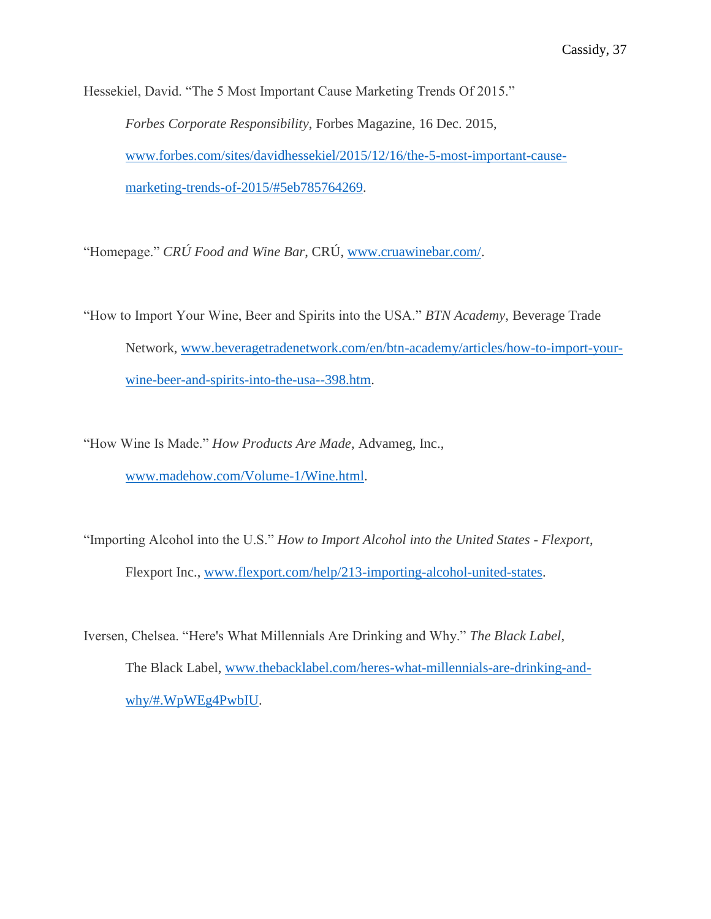Hessekiel, David. “The 5 Most Important Cause Marketing Trends Of 2015.” *Forbes Corporate Responsibility*, Forbes Magazine, 16 Dec. 2015, www.forbes.com/sites/davidhessekiel/2015/12/16/the-5-most-important-cause-marketing-trends-of-2015/#5eb785764269.

“Homepage.” *CRÚ Food and Wine Bar*, CRÚ, www.cruawinebar.com/.

“How to Import Your Wine, Beer and Spirits into the USA.” *BTN Academy*, Beverage Trade Network, www.beveragetradenetwork.com/en/btn-academy/articles/how-to-import-your-wine-beer-and-spirits-into-the-usa--398.htm.

“How Wine Is Made.” *How Products Are Made*, Advameg, Inc., www.madehow.com/Volume-1/Wine.html.

“Importing Alcohol into the U.S.” *How to Import Alcohol into the United States - Flexport*, Flexport Inc., www.flexport.com/help/213-importing-alcohol-united-states.

Iversen, Chelsea. “Here's What Millennials Are Drinking and Why.” *The Black Label*, The Black Label, www.thebacklabel.com/heres-what-millennials-are-drinking-and-why/#.WpWEg4PwbIU.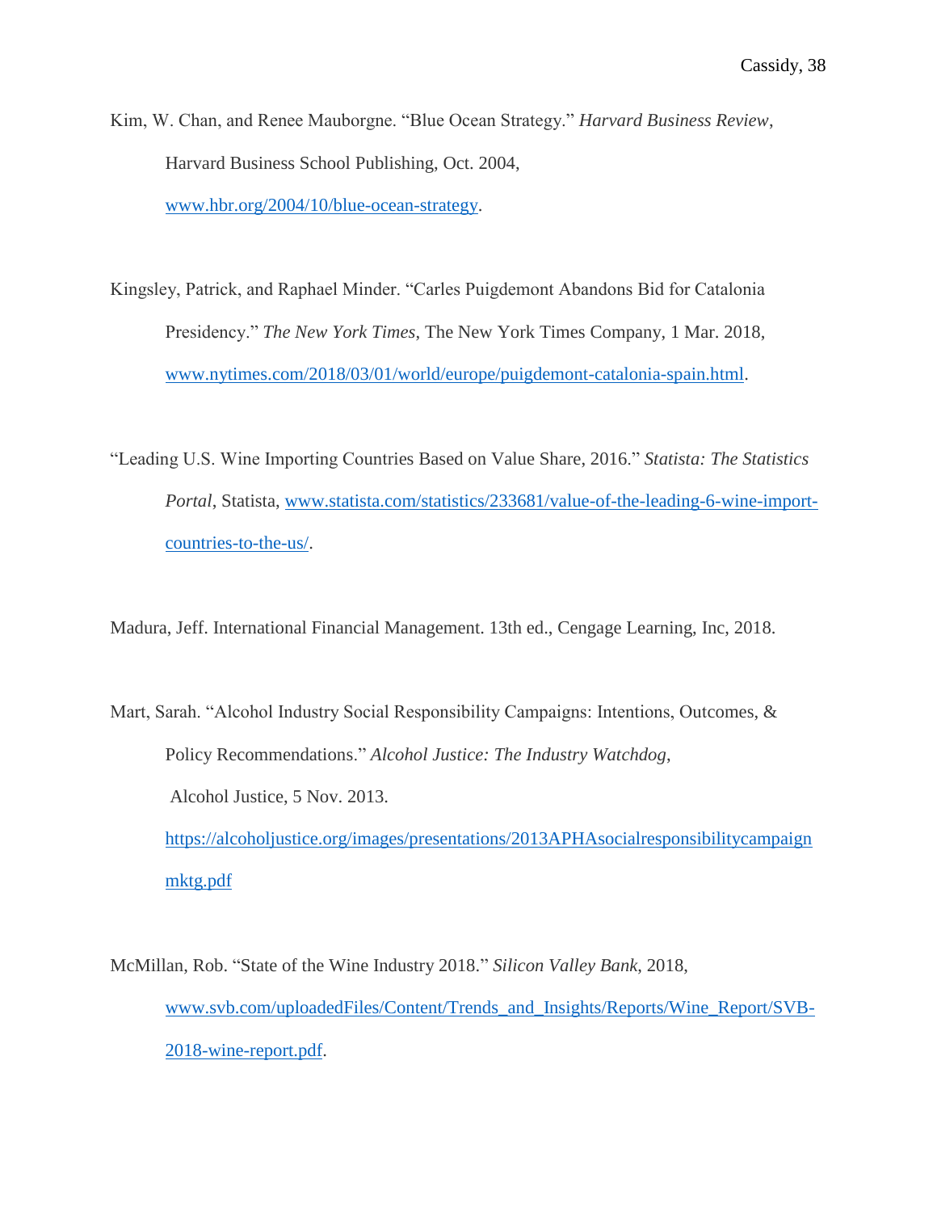Kim, W. Chan, and Renee Mauborgne. "Blue Ocean Strategy." *Harvard Business Review*, Harvard Business School Publishing, Oct. 2004, [www.hbr.org/2004/10/blue-ocean-strategy](www.hbr.org/2004/10/blue-ocean-strategy).

Kingsley, Patrick, and Raphael Minder. "Carles Puigdemont Abandons Bid for Catalonia Presidency." *The New York Times*, The New York Times Company, 1 Mar. 2018, [www.nytimes.com/2018/03/01/world/europe/puigdemont-catalonia-spain.html](www.nytimes.com/2018/03/01/world/europe/puigdemont-catalonia-spain.html).

"Leading U.S. Wine Importing Countries Based on Value Share, 2016." *Statista: The Statistics Portal*, Statista, [www.statista.com/statistics/233681/value-of-the-leading-6-wine-import-countries-to-the-us/](www.statista.com/statistics/233681/value-of-the-leading-6-wine-import-countries-to-the-us/).

Madura, Jeff. International Financial Management. 13th ed., Cengage Learning, Inc, 2018.

Mart, Sarah. "Alcohol Industry Social Responsibility Campaigns: Intentions, Outcomes, & Policy Recommendations." *Alcohol Justice: The Industry Watchdog*, Alcohol Justice, 5 Nov. 2013. [https://alcoholjustice.org/images/presentations/2013APHAsocialresponsibilitycampaignmktg.pdf](https://alcoholjustice.org/images/presentations/2013APHAsocialresponsibilitycampaignmktg.pdf)

McMillan, Rob. "State of the Wine Industry 2018." *Silicon Valley Bank*, 2018, [www.svb.com/uploadedFiles/Content/Trends_and_Insights/Reports/Wine_Report/SVB-2018-wine-report.pdf](www.svb.com/uploadedFiles/Content/Trends_and_Insights/Reports/Wine_Report/SVB-2018-wine-report.pdf).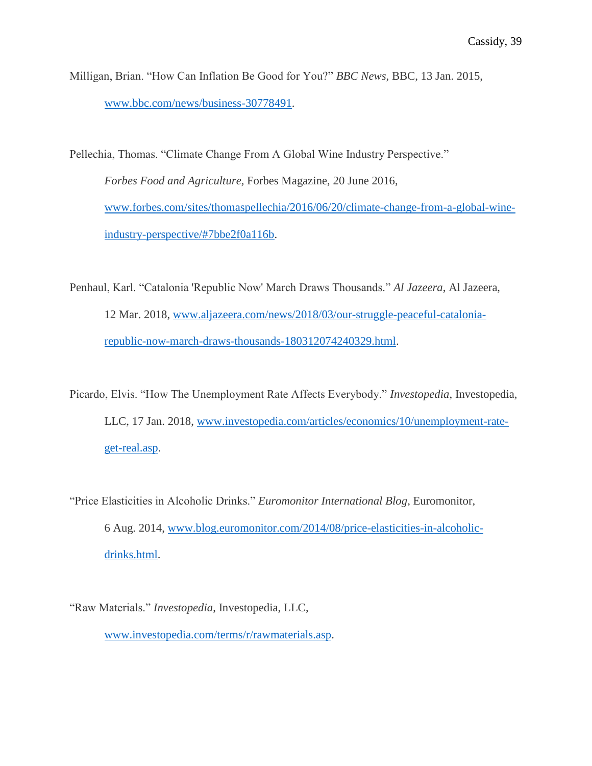Milligan, Brian. "How Can Inflation Be Good for You?" *BBC News*, BBC, 13 Jan. 2015, www.bbc.com/news/business-30778491.

Pellechia, Thomas. "Climate Change From A Global Wine Industry Perspective." *Forbes Food and Agriculture*, Forbes Magazine, 20 June 2016, www.forbes.com/sites/thomaspellechia/2016/06/20/climate-change-from-a-global-wine-industry-perspective/#7bbe2f0a116b.

Penhaul, Karl. "Catalonia 'Republic Now' March Draws Thousands." *Al Jazeera*, Al Jazeera, 12 Mar. 2018, www.aljazeera.com/news/2018/03/our-struggle-peaceful-catalonia-republic-now-march-draws-thousands-180312074240329.html.

Picardo, Elvis. "How The Unemployment Rate Affects Everybody." *Investopedia*, Investopedia, LLC, 17 Jan. 2018, www.investopedia.com/articles/economics/10/unemployment-rate-get-real.asp.

"Price Elasticities in Alcoholic Drinks." *Euromonitor International Blog*, Euromonitor, 6 Aug. 2014, www.blog.euromonitor.com/2014/08/price-elasticities-in-alcoholic-drinks.html.

"Raw Materials." *Investopedia*, Investopedia, LLC, www.investopedia.com/terms/r/rawmaterials.asp.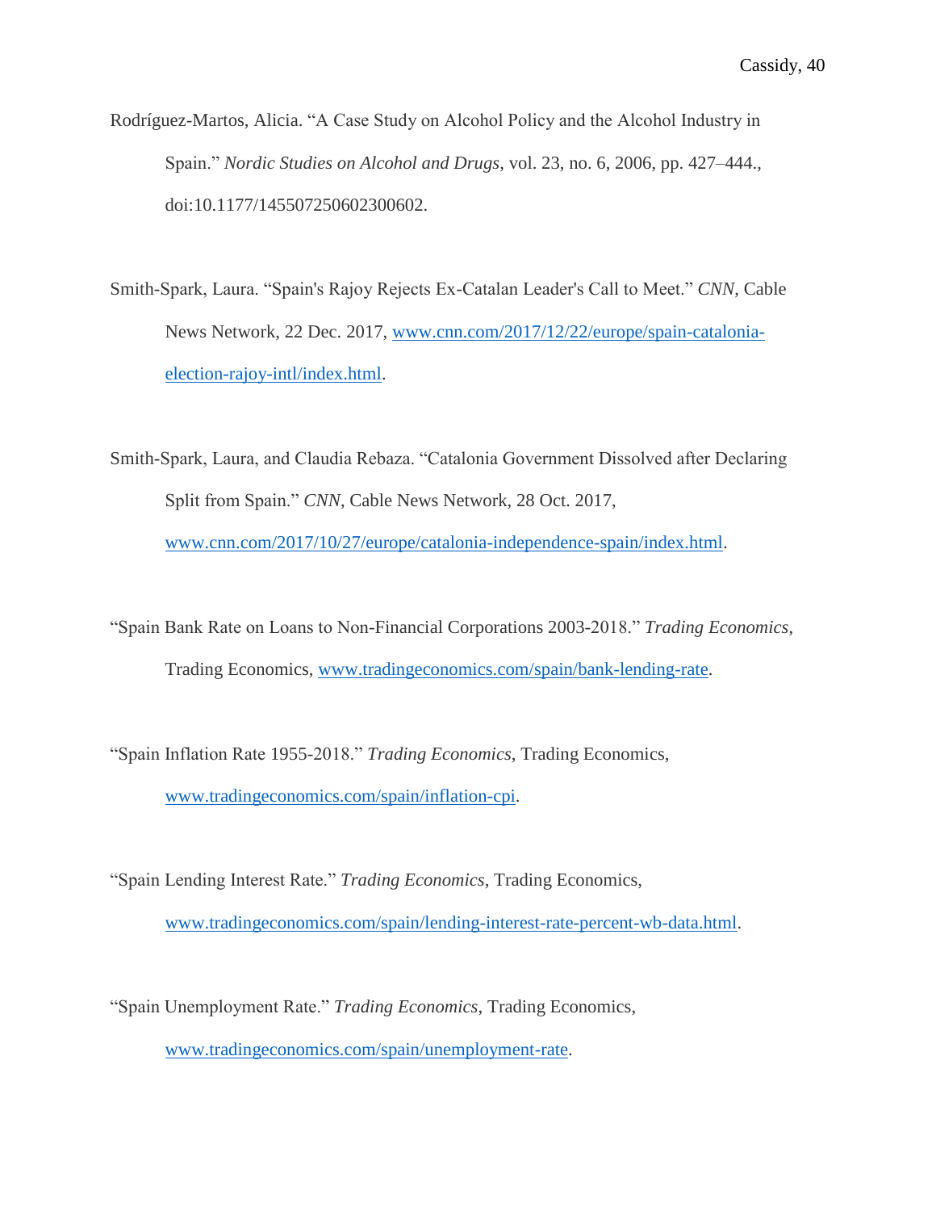Rodríguez-Martos, Alicia. "A Case Study on Alcohol Policy and the Alcohol Industry in Spain." *Nordic Studies on Alcohol and Drugs*, vol. 23, no. 6, 2006, pp. 427–444., doi:10.1177/145507250602300602.

Smith-Spark, Laura. "Spain's Rajoy Rejects Ex-Catalan Leader's Call to Meet." *CNN*, Cable News Network, 22 Dec. 2017, www.cnn.com/2017/12/22/europe/spain-catalonia-election-rajoy-intl/index.html.

Smith-Spark, Laura, and Claudia Rebaza. "Catalonia Government Dissolved after Declaring Split from Spain." *CNN*, Cable News Network, 28 Oct. 2017, www.cnn.com/2017/10/27/europe/catalonia-independence-spain/index.html.

"Spain Bank Rate on Loans to Non-Financial Corporations 2003-2018." *Trading Economics*, Trading Economics, www.tradingeconomics.com/spain/bank-lending-rate.

"Spain Inflation Rate 1955-2018." *Trading Economics*, Trading Economics, www.tradingeconomics.com/spain/inflation-cpi.

"Spain Lending Interest Rate." *Trading Economics*, Trading Economics, www.tradingeconomics.com/spain/lending-interest-rate-percent-wb-data.html.

"Spain Unemployment Rate." *Trading Economics*, Trading Economics, www.tradingeconomics.com/spain/unemployment-rate.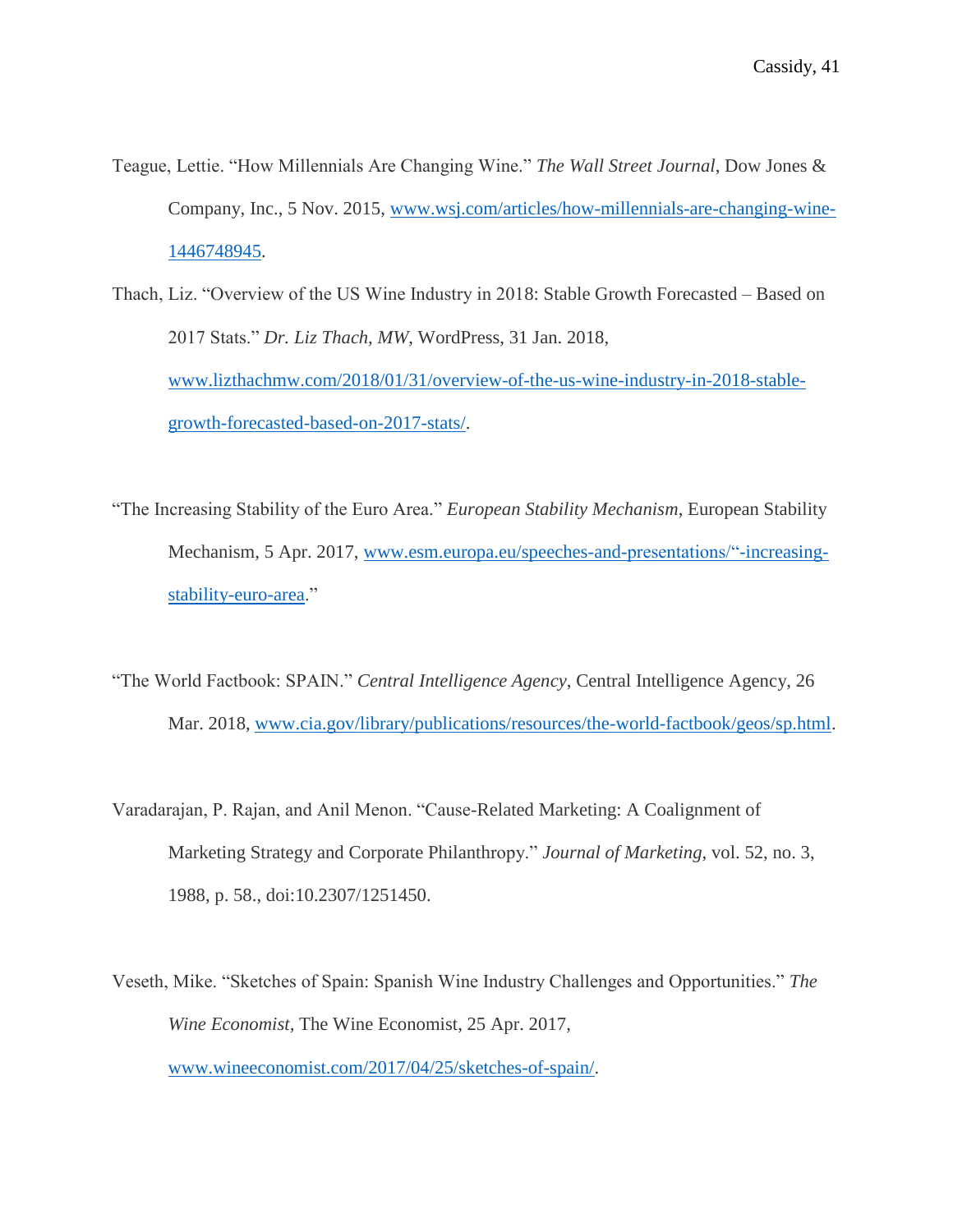Teague, Lettie. “How Millennials Are Changing Wine.” *The Wall Street Journal*, Dow Jones & Company, Inc., 5 Nov. 2015, www.wsj.com/articles/how-millennials-are-changing-wine-1446748945.

Thach, Liz. “Overview of the US Wine Industry in 2018: Stable Growth Forecasted – Based on 2017 Stats.” *Dr. Liz Thach, MW*, WordPress, 31 Jan. 2018, www.lizthachmw.com/2018/01/31/overview-of-the-us-wine-industry-in-2018-stable-growth-forecasted-based-on-2017-stats/.

“The Increasing Stability of the Euro Area.” *European Stability Mechanism*, European Stability Mechanism, 5 Apr. 2017, www.esm.europa.eu/speeches-and-presentations/“-increasing-stability-euro-area.”

“The World Factbook: SPAIN.” *Central Intelligence Agency*, Central Intelligence Agency, 26 Mar. 2018, www.cia.gov/library/publications/resources/the-world-factbook/geos/sp.html.

Varadarajan, P. Rajan, and Anil Menon. “Cause-Related Marketing: A Coalignment of Marketing Strategy and Corporate Philanthropy.” *Journal of Marketing*, vol. 52, no. 3, 1988, p. 58., doi:10.2307/1251450.

Veseth, Mike. “Sketches of Spain: Spanish Wine Industry Challenges and Opportunities.” *The Wine Economist*, The Wine Economist, 25 Apr. 2017, www.wineeconomist.com/2017/04/25/sketches-of-spain/.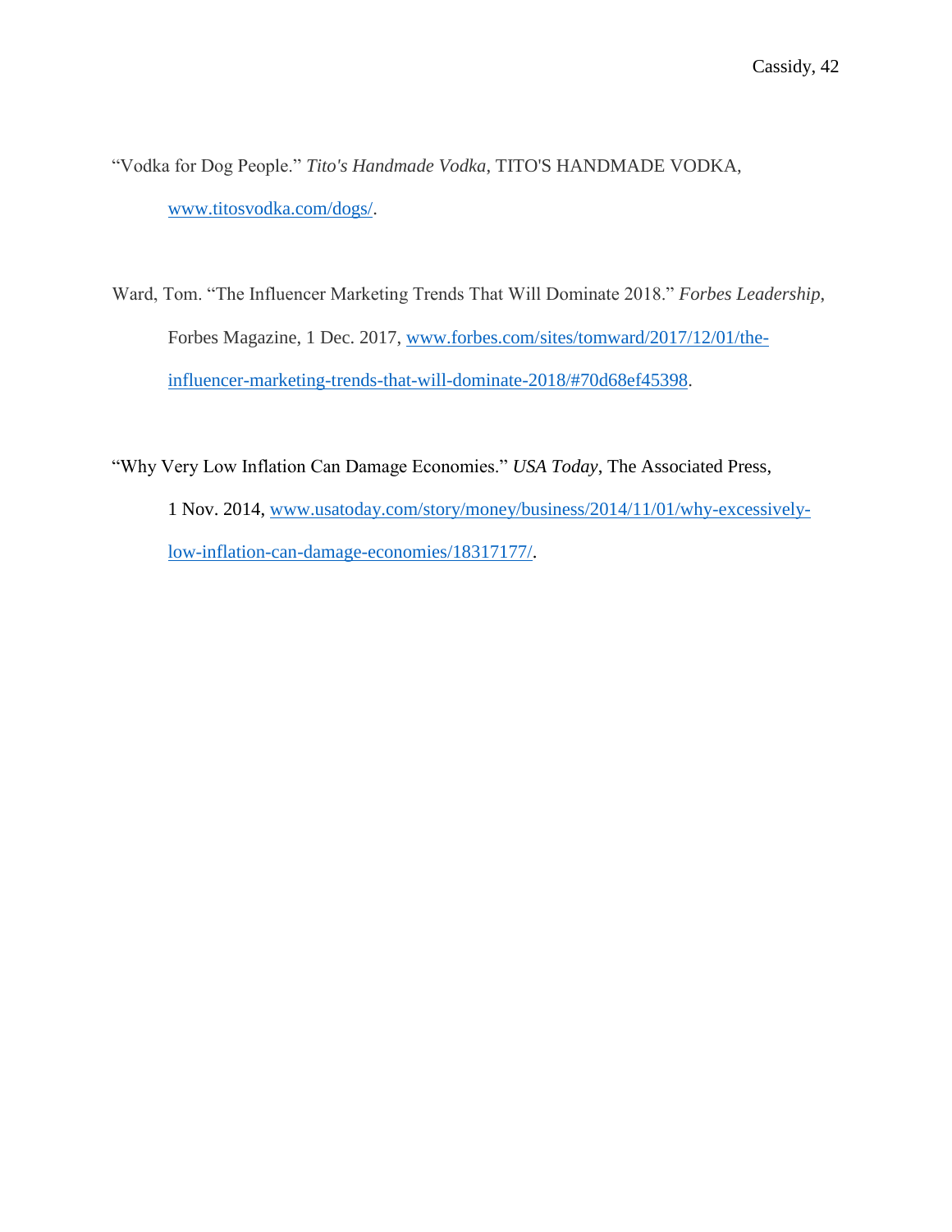"Vodka for Dog People." *Tito's Handmade Vodka*, TITO'S HANDMADE VODKA, www.titosvodka.com/dogs/.

Ward, Tom. "The Influencer Marketing Trends That Will Dominate 2018." *Forbes Leadership*, Forbes Magazine, 1 Dec. 2017, www.forbes.com/sites/tomward/2017/12/01/the-influencer-marketing-trends-that-will-dominate-2018/#70d68ef45398.

"Why Very Low Inflation Can Damage Economies." *USA Today*, The Associated Press, 1 Nov. 2014, www.usatoday.com/story/money/business/2014/11/01/why-excessively-low-inflation-can-damage-economies/18317177/.